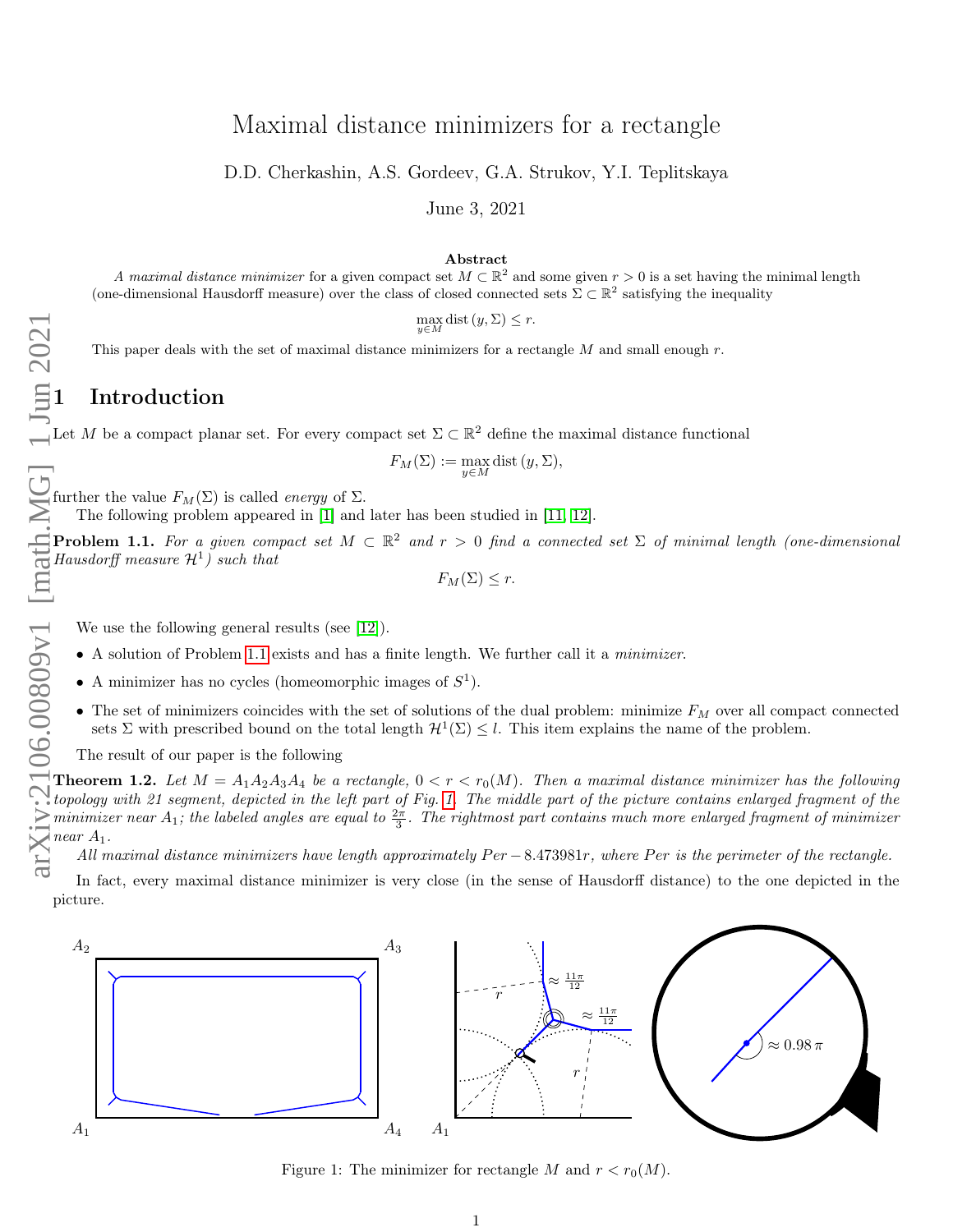# Maximal distance minimizers for a rectangle

D.D. Cherkashin, A.S. Gordeev, G.A. Strukov, Y.I. Teplitskaya

June 3, 2021

### Abstract

*A maximal distance minimizer* for a given compact set $M \subset \mathbb{R}^2$ and some given $r > 0$ is a set having the minimal length (one-dimensional Hausdorff measure) over the class of closed connected sets $\Sigma \subset \mathbb{R}^2$ satisfying the inequality

$$\max_{y \in M} \operatorname{dist}(y, \Sigma) \leq r.$$

This paper deals with the set of maximal distance minimizers for a rectangle $M$ and small enough $r$.

## 1 Introduction

Let $M$ be a compact planar set. For every compact set $\Sigma \subset \mathbb{R}^2$ define the maximal distance functional

$$F_M(\Sigma) := \max_{y \in M} \operatorname{dist}(y, \Sigma),$$

further the value $F_M(\Sigma)$ is called *energy* of $\Sigma$.

The following problem appeared in [1] and later has been studied in [11, 12].

**Problem 1.1.** *For a given compact set $M \subset \mathbb{R}^2$ and $r > 0$ find a connected set $\Sigma$ of minimal length (one-dimensional Hausdorff measure $\mathcal{H}^1$) such that*

$$F_M(\Sigma) \leq r.$$

We use the following general results (see [12]).

- A solution of Problem 1.1 exists and has a finite length. We further call it a *minimizer*.
- A minimizer has no cycles (homeomorphic images of $S^1$).
- The set of minimizers coincides with the set of solutions of the dual problem: minimize $F_M$ over all compact connected sets $\Sigma$ with prescribed bound on the total length $\mathcal{H}^1(\Sigma) \leq l$. This item explains the name of the problem.

The result of our paper is the following

**Theorem 1.2.** *Let $M = A_1A_2A_3A_4$ be a rectangle, $0 < r < r_0(M)$. Then a maximal distance minimizer has the following topology with 21 segment, depicted in the left part of Fig. 1. The middle part of the picture contains enlarged fragment of the minimizer near $A_1$; the labeled angles are equal to $\frac{2\pi}{3}$. The rightmost part contains much more enlarged fragment of minimizer near $A_1$.*

*All maximal distance minimizers have length approximately $Per - 8.473981r$, where $Per$ is the perimeter of the rectangle.*

In fact, every maximal distance minimizer is very close (in the sense of Hausdorff distance) to the one depicted in the picture.

Figure 1: The minimizer for rectangle $M$ and $r < r_0(M)$.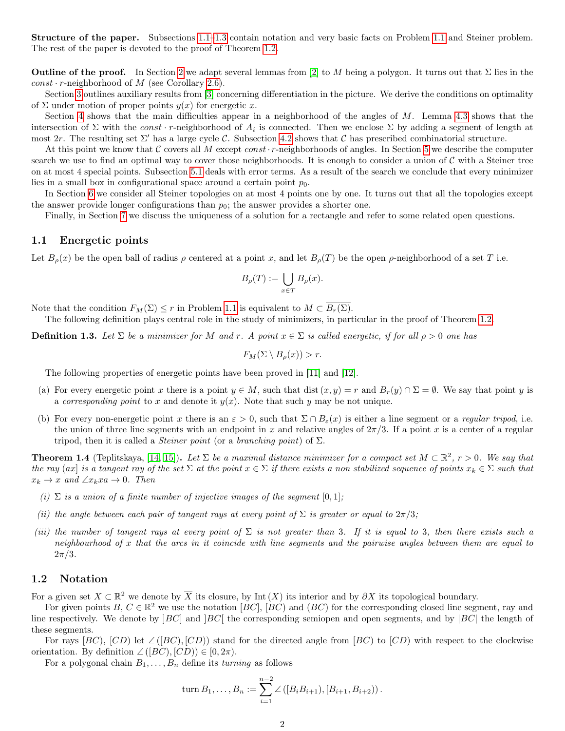**Structure of the paper.** Subsections 1.1–1.3 contain notation and very basic facts on Problem 1.1 and Steiner problem. The rest of the paper is devoted to the proof of Theorem 1.2.

**Outline of the proof.** In Section 2 we adapt several lemmas from [2] to $M$ being a polygon. It turns out that $\Sigma$ lies in the $const \cdot r$-neighborhood of $M$ (see Corollary 2.6).

Section 3 outlines auxiliary results from [3] concerning differentiation in the picture. We derive the conditions on optimality of $\Sigma$ under motion of proper points $y(x)$ for energetic $x$.

Section 4 shows that the main difficulties appear in a neighborhood of the angles of $M$. Lemma 4.3 shows that the intersection of $\Sigma$ with the $const \cdot r$-neighborhood of $A_i$ is connected. Then we enclose $\Sigma$ by adding a segment of length at most $2r$. The resulting set $\Sigma'$ has a large cycle $\mathcal{C}$. Subsection 4.2 shows that $\mathcal{C}$ has prescribed combinatorial structure.

At this point we know that $\mathcal{C}$ covers all $M$ except $const \cdot r$-neighborhoods of angles. In Section 5 we describe the computer search we use to find an optimal way to cover those neighborhoods. It is enough to consider a union of $\mathcal{C}$ with a Steiner tree on at most 4 special points. Subsection 5.1 deals with error terms. As a result of the search we conclude that every minimizer lies in a small box in configurational space around a certain point $p_0$.

In Section 6 we consider all Steiner topologies on at most 4 points one by one. It turns out that all the topologies except the answer provide longer configurations than $p_0$; the answer provides a shorter one.

Finally, in Section 7 we discuss the uniqueness of a solution for a rectangle and refer to some related open questions.

## 1.1 Energetic points

Let $B_\rho(x)$ be the open ball of radius $\rho$ centered at a point $x$, and let $B_\rho(T)$ be the open $\rho$-neighborhood of a set $T$ i.e.

$$B_\rho(T) := \bigcup_{x \in T} B_\rho(x).$$

Note that the condition $F_M(\Sigma) \le r$ in Problem 1.1 is equivalent to $M \subset \overline{B_r(\Sigma)}$.

The following definition plays central role in the study of minimizers, in particular in the proof of Theorem 1.2.

**Definition 1.3.** *Let $\Sigma$ be a minimizer for $M$ and $r$. A point $x \in \Sigma$ is called energetic, if for all $\rho > 0$ one has*

$$F_M(\Sigma \setminus B_\rho(x)) > r.$$

The following properties of energetic points have been proved in [11] and [12].

(a) For every energetic point $x$ there is a point $y \in M$, such that $\operatorname{dist}(x, y) = r$ and $B_r(y) \cap \Sigma = \emptyset$. We say that point $y$ is a *corresponding point* to $x$ and denote it $y(x)$. Note that such $y$ may be not unique.

(b) For every non-energetic point $x$ there is an $\varepsilon > 0$, such that $\Sigma \cap B_\varepsilon(x)$ is either a line segment or a *regular tripod*, i.e. the union of three line segments with an endpoint in $x$ and relative angles of $2\pi/3$. If a point $x$ is a center of a regular tripod, then it is called a *Steiner point* (or a *branching point*) of $\Sigma$.

**Theorem 1.4** (Teplitskaya, [14, 15]). *Let $\Sigma$ be a maximal distance minimizer for a compact set $M \subset \mathbb{R}^2$, $r > 0$. We say that the ray $(ax]$ is a tangent ray of the set $\Sigma$ at the point $x \in \Sigma$ if there exists a non stabilized sequence of points $x_k \in \Sigma$ such that $x_k \to x$ and $\angle x_k x a \to 0$. Then*

*(i) $\Sigma$ is a union of a finite number of injective images of the segment $[0, 1]$;*

*(ii) the angle between each pair of tangent rays at every point of $\Sigma$ is greater or equal to $2\pi/3$;*

*(iii) the number of tangent rays at every point of $\Sigma$ is not greater than 3. If it is equal to 3, then there exists such a neighbourhood of $x$ that the arcs in it coincide with line segments and the pairwise angles between them are equal to $2\pi/3$.*

## 1.2 Notation

For a given set $X \subset \mathbb{R}^2$ we denote by $\overline{X}$ its closure, by $\operatorname{Int}(X)$ its interior and by $\partial X$ its topological boundary.

For given points $B$, $C \in \mathbb{R}^2$ we use the notation $[BC]$, $[BC)$ and $(BC)$ for the corresponding closed line segment, ray and line respectively. We denote by $]BC]$ and $]BC[$ the corresponding semiopen and open segments, and by $|BC|$ the length of these segments.

For rays $[BC)$, $[CD)$ let $\angle([BC), [CD))$ stand for the directed angle from $[BC)$ to $[CD)$ with respect to the clockwise orientation. By definition $\angle([BC), [CD)) \in [0, 2\pi)$.

For a polygonal chain $B_1, \dots, B_n$ define its *turning* as follows

$$\operatorname{turn} B_1, \dots, B_n := \sum_{i=1}^{n-2} \angle([B_i B_{i+1}), [B_{i+1}, B_{i+2})).$$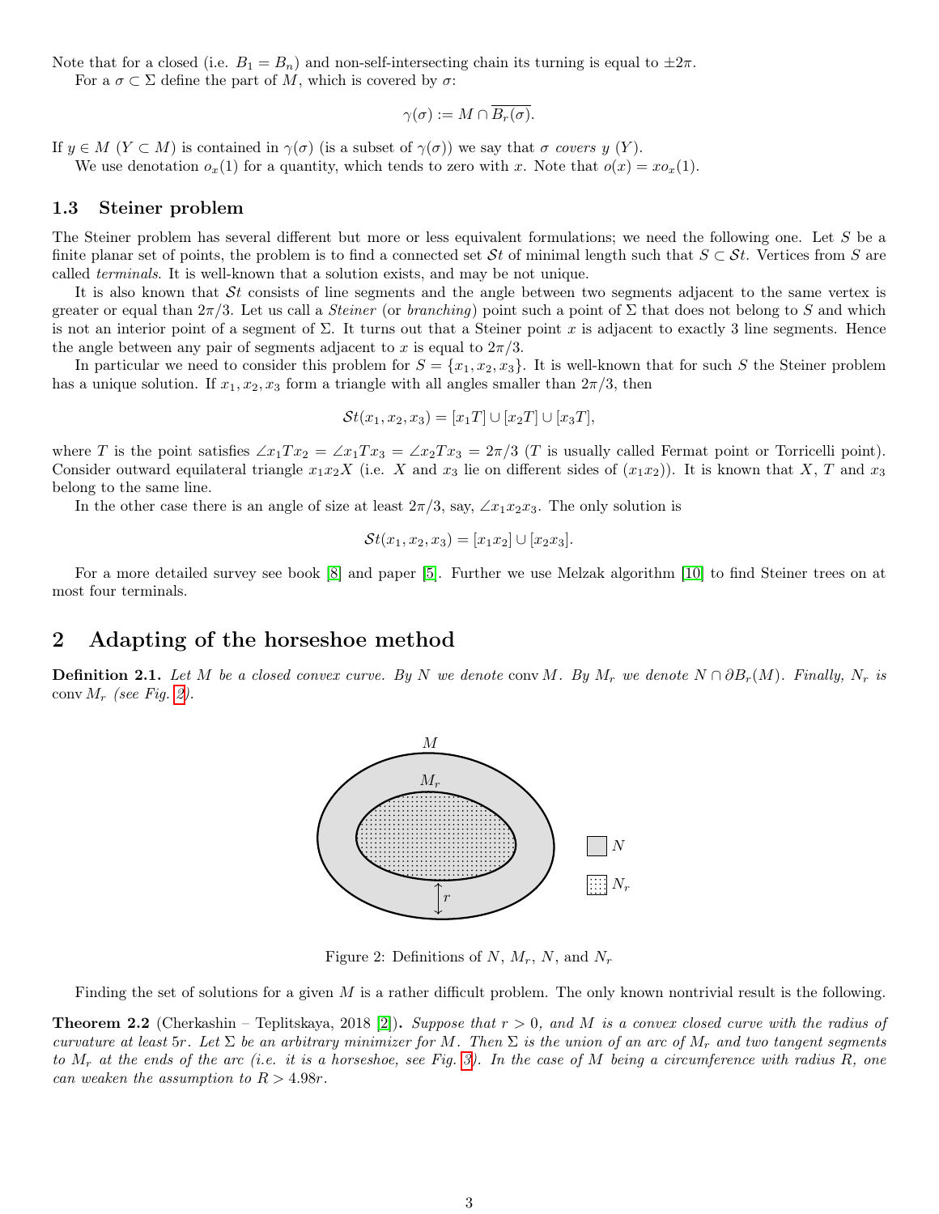Note that for a closed (i.e. $B_1 = B_n$) and non-self-intersecting chain its turning is equal to $\pm 2\pi$.

For a $\sigma \subset \Sigma$ define the part of $M$, which is covered by $\sigma$:

$$\gamma(\sigma) := M \cap \overline{B_r(\sigma)}.$$

If $y \in M$ ($Y \subset M$) is contained in $\gamma(\sigma)$ (is a subset of $\gamma(\sigma)$) we say that $\sigma$ *covers* $y$ ($Y$).

We use denotation $o_x(1)$ for a quantity, which tends to zero with $x$. Note that $o(x) = x o_x(1)$.

### 1.3 Steiner problem

The Steiner problem has several different but more or less equivalent formulations; we need the following one. Let $S$ be a finite planar set of points, the problem is to find a connected set $\mathcal{S}t$ of minimal length such that $S \subset \mathcal{S}t$. Vertices from $S$ are called *terminals*. It is well-known that a solution exists, and may be not unique.

It is also known that $\mathcal{S}t$ consists of line segments and the angle between two segments adjacent to the same vertex is greater or equal than $2\pi/3$. Let us call a *Steiner* (or *branching*) point such a point of $\Sigma$ that does not belong to $S$ and which is not an interior point of a segment of $\Sigma$. It turns out that a Steiner point $x$ is adjacent to exactly 3 line segments. Hence the angle between any pair of segments adjacent to $x$ is equal to $2\pi/3$.

In particular we need to consider this problem for $S = \{x_1, x_2, x_3\}$. It is well-known that for such $S$ the Steiner problem has a unique solution. If $x_1, x_2, x_3$ form a triangle with all angles smaller than $2\pi/3$, then

$$\mathcal{S}t(x_1, x_2, x_3) = [x_1 T] \cup [x_2 T] \cup [x_3 T],$$

where $T$ is the point satisfies $\angle x_1 T x_2 = \angle x_1 T x_3 = \angle x_2 T x_3 = 2\pi/3$ ($T$ is usually called Fermat point or Torricelli point). Consider outward equilateral triangle $x_1 x_2 X$ (i.e. $X$ and $x_3$ lie on different sides of $(x_1 x_2)$). It is known that $X$, $T$ and $x_3$ belong to the same line.

In the other case there is an angle of size at least $2\pi/3$, say, $\angle x_1 x_2 x_3$. The only solution is

$$\mathcal{S}t(x_1, x_2, x_3) = [x_1 x_2] \cup [x_2 x_3].$$

For a more detailed survey see book [8] and paper [5]. Further we use Melzak algorithm [10] to find Steiner trees on at most four terminals.

## 2 Adapting of the horseshoe method

**Definition 2.1.** *Let $M$ be a closed convex curve. By $N$ we denote* $\operatorname{conv} M$. *By $M_r$ we denote $N \cap \partial B_r(M)$. Finally, $N_r$ is* $\operatorname{conv} M_r$ *(see Fig. 2).*

Figure 2: Definitions of $N$, $M_r$, $N$, and $N_r$

Finding the set of solutions for a given $M$ is a rather difficult problem. The only known nontrivial result is the following.

**Theorem 2.2** (Cherkashin – Teplitskaya, 2018 [2])**.** *Suppose that $r > 0$, and $M$ is a convex closed curve with the radius of curvature at least $5r$. Let $\Sigma$ be an arbitrary minimizer for $M$. Then $\Sigma$ is the union of an arc of $M_r$ and two tangent segments to $M_r$ at the ends of the arc (i.e. it is a horseshoe, see Fig. 3). In the case of $M$ being a circumference with radius $R$, one can weaken the assumption to $R > 4.98r$.*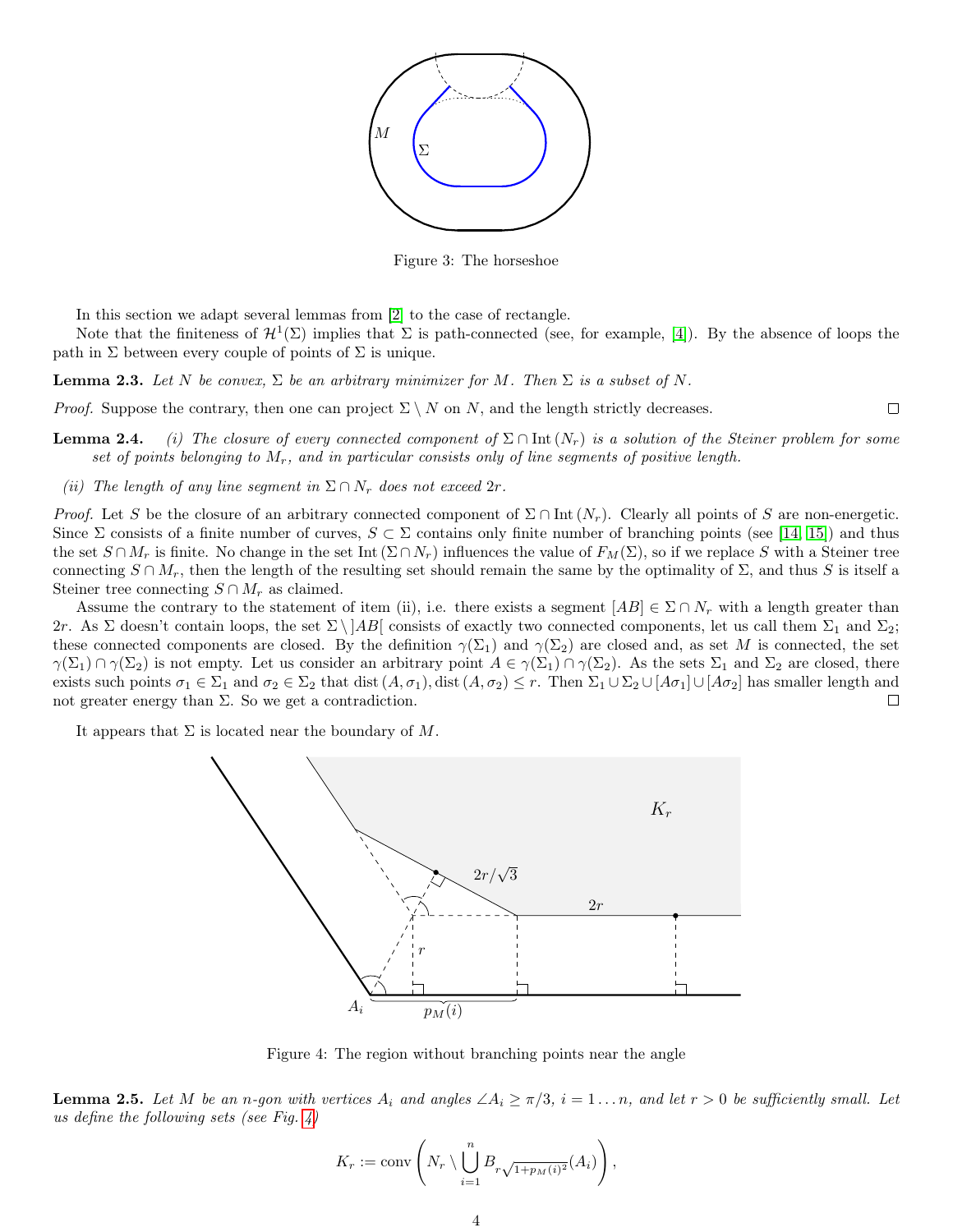Figure 3: The horseshoe

In this section we adapt several lemmas from [2] to the case of rectangle.

Note that the finiteness of $\mathcal{H}^1(\Sigma)$ implies that $\Sigma$ is path-connected (see, for example, [4]). By the absence of loops the path in $\Sigma$ between every couple of points of $\Sigma$ is unique.

**Lemma 2.3.** *Let $N$ be convex, $\Sigma$ be an arbitrary minimizer for $M$. Then $\Sigma$ is a subset of $N$.*

*Proof.* Suppose the contrary, then one can project $\Sigma \setminus N$ on $N$, and the length strictly decreases. □

**Lemma 2.4.** *(i) The closure of every connected component of $\Sigma \cap \operatorname{Int}(N_r)$ is a solution of the Steiner problem for some set of points belonging to $M_r$, and in particular consists only of line segments of positive length.*

*(ii) The length of any line segment in $\Sigma \cap N_r$ does not exceed $2r$.*

*Proof.* Let $S$ be the closure of an arbitrary connected component of $\Sigma \cap \operatorname{Int}(N_r)$. Clearly all points of $S$ are non-energetic. Since $\Sigma$ consists of a finite number of curves, $S \subset \Sigma$ contains only finite number of branching points (see [14, 15]) and thus the set $S \cap M_r$ is finite. No change in the set $\operatorname{Int}(\Sigma \cap N_r)$ influences the value of $F_M(\Sigma)$, so if we replace $S$ with a Steiner tree connecting $S \cap M_r$, then the length of the resulting set should remain the same by the optimality of $\Sigma$, and thus $S$ is itself a Steiner tree connecting $S \cap M_r$ as claimed.

Assume the contrary to the statement of item (ii), i.e. there exists a segment $[AB] \in \Sigma \cap N_r$ with a length greater than $2r$. As $\Sigma$ doesn't contain loops, the set $\Sigma \setminus ]AB[$ consists of exactly two connected components, let us call them $\Sigma_1$ and $\Sigma_2$; these connected components are closed. By the definition $\gamma(\Sigma_1)$ and $\gamma(\Sigma_2)$ are closed and, as set $M$ is connected, the set $\gamma(\Sigma_1) \cap \gamma(\Sigma_2)$ is not empty. Let us consider an arbitrary point $A \in \gamma(\Sigma_1) \cap \gamma(\Sigma_2)$. As the sets $\Sigma_1$ and $\Sigma_2$ are closed, there exists such points $\sigma_1 \in \Sigma_1$ and $\sigma_2 \in \Sigma_2$ that $\operatorname{dist}(A, \sigma_1), \operatorname{dist}(A, \sigma_2) \leq r$. Then $\Sigma_1 \cup \Sigma_2 \cup [A\sigma_1] \cup [A\sigma_2]$ has smaller length and not greater energy than $\Sigma$. So we get a contradiction. □

It appears that $\Sigma$ is located near the boundary of $M$.

Figure 4: The region without branching points near the angle

**Lemma 2.5.** *Let $M$ be an $n$-gon with vertices $A_i$ and angles $\angle A_i \geq \pi/3$, $i = 1 \dots n$, and let $r > 0$ be sufficiently small. Let us define the following sets (see Fig. 4)*

$$K_r := \operatorname{conv}\left(N_r \setminus \bigcup_{i=1}^{n} B_{r\sqrt{1+p_M(i)^2}}(A_i)\right),$$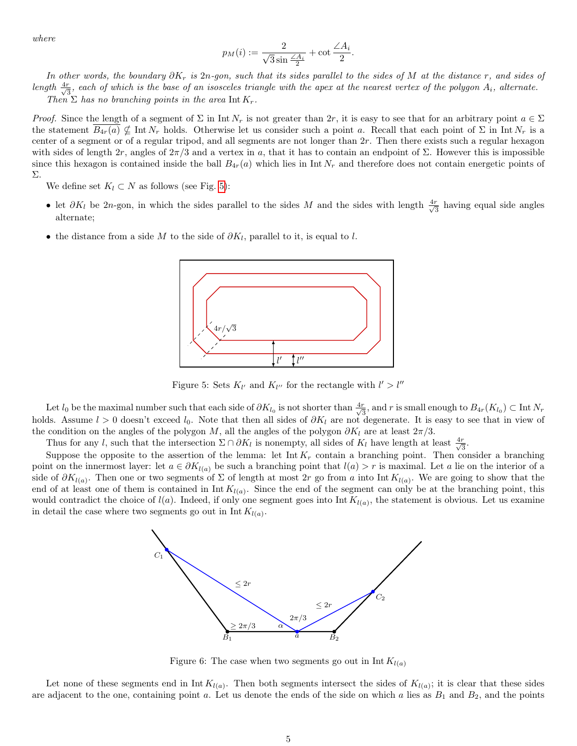*where*

$$p_M(i) := \frac{2}{\sqrt{3}\sin\frac{\angle A_i}{2}} + \cot\frac{\angle A_i}{2}.$$

*In other words, the boundary $\partial K_r$ is $2n$-gon, such that its sides parallel to the sides of $M$ at the distance $r$, and sides of length $\frac{4r}{\sqrt{3}}$, each of which is the base of an isosceles triangle with the apex at the nearest vertex of the polygon $A_i$, alternate.*

*Then $\Sigma$ has no branching points in the area $\operatorname{Int} K_r$.*

*Proof.* Since the length of a segment of $\Sigma$ in $\operatorname{Int} N_r$ is not greater than $2r$, it is easy to see that for an arbitrary point $a \in \Sigma$ the statement $\overline{B_{4r}(a)} \not\subseteq \operatorname{Int} N_r$ holds. Otherwise let us consider such a point $a$. Recall that each point of $\Sigma$ in $\operatorname{Int} N_r$ is a center of a segment or of a regular tripod, and all segments are not longer than $2r$. Then there exists such a regular hexagon with sides of length $2r$, angles of $2\pi/3$ and a vertex in $a$, that it has to contain an endpoint of $\Sigma$. However this is impossible since this hexagon is contained inside the ball $B_{4r}(a)$ which lies in $\operatorname{Int} N_r$ and therefore does not contain energetic points of $\Sigma$.

We define set $K_l \subset N$ as follows (see Fig. 5):

- let $\partial K_l$ be $2n$-gon, in which the sides parallel to the sides $M$ and the sides with length $\frac{4r}{\sqrt{3}}$ having equal side angles alternate;
- the distance from a side $M$ to the side of $\partial K_l$, parallel to it, is equal to $l$.

Figure 5: Sets $K_{l'}$ and $K_{l''}$ for the rectangle with $l' > l''$

Let $l_0$ be the maximal number such that each side of $\partial K_{l_0}$ is not shorter than $\frac{4r}{\sqrt{3}}$, and $r$ is small enough to $B_{4r}(K_{l_0}) \subset \operatorname{Int} N_r$ holds. Assume $l > 0$ doesn't exceed $l_0$. Note that then all sides of $\partial K_l$ are not degenerate. It is easy to see that in view of the condition on the angles of the polygon $M$, all the angles of the polygon $\partial K_l$ are at least $2\pi/3$.

Thus for any $l$, such that the intersection $\Sigma \cap \partial K_l$ is nonempty, all sides of $K_l$ have length at least $\frac{4r}{\sqrt{3}}$.

Suppose the opposite to the assertion of the lemma: let $\operatorname{Int} K_r$ contain a branching point. Then consider a branching point on the innermost layer: let $a \in \partial K_{l(a)}$ be such a branching point that $l(a) > r$ is maximal. Let $a$ lie on the interior of a side of $\partial K_{l(a)}$. Then one or two segments of $\Sigma$ of length at most $2r$ go from $a$ into $\operatorname{Int} K_{l(a)}$. We are going to show that the end of at least one of them is contained in $\operatorname{Int} K_{l(a)}$. Since the end of the segment can only be at the branching point, this would contradict the choice of $l(a)$. Indeed, if only one segment goes into $\operatorname{Int} K_{l(a)}$, the statement is obvious. Let us examine in detail the case where two segments go out in $\operatorname{Int} K_{l(a)}$.

Figure 6: The case when two segments go out in $\operatorname{Int} K_{l(a)}$

Let none of these segments end in $\operatorname{Int} K_{l(a)}$. Then both segments intersect the sides of $K_{l(a)}$; it is clear that these sides are adjacent to the one, containing point $a$. Let us denote the ends of the side on which $a$ lies as $B_1$ and $B_2$, and the points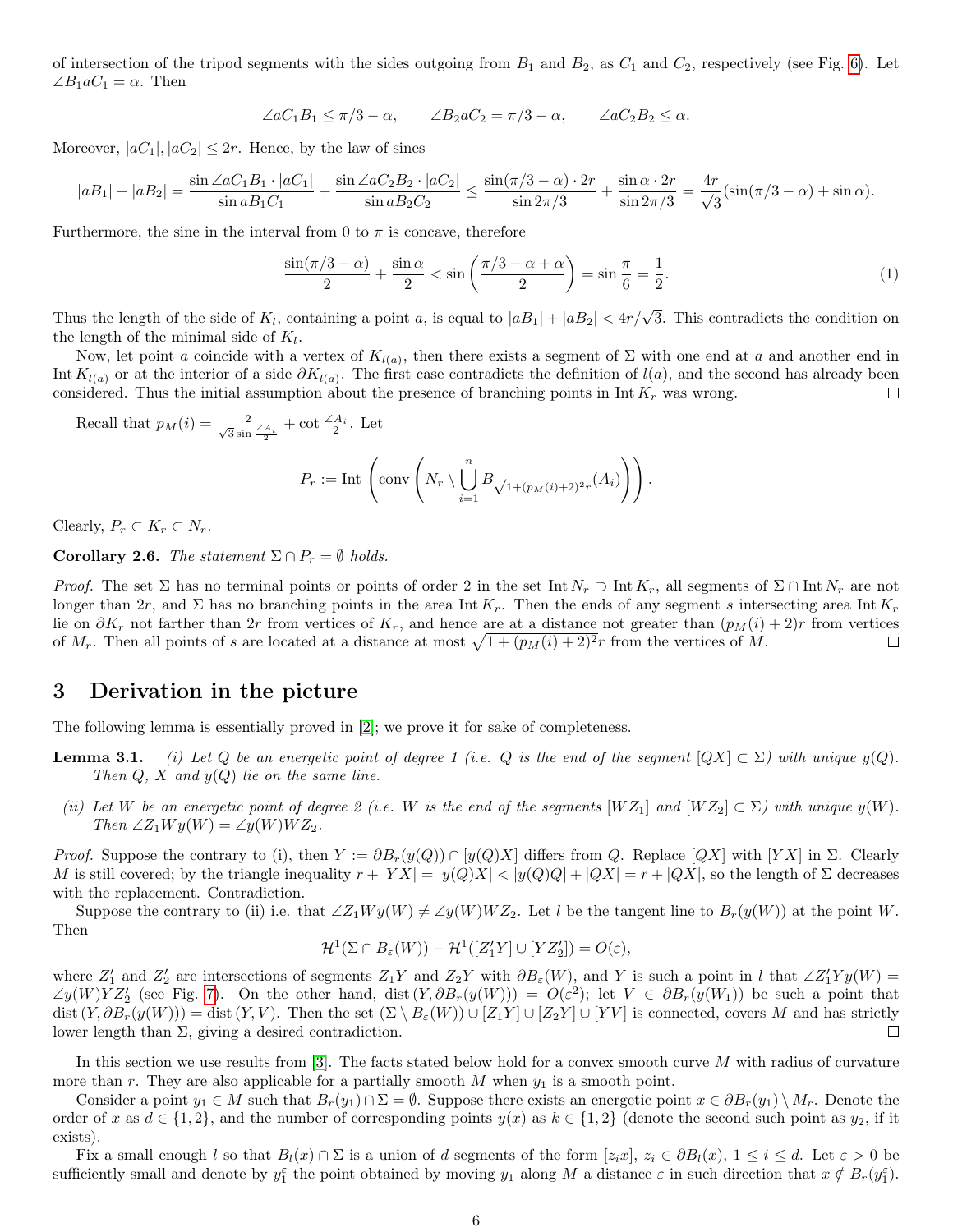of intersection of the tripod segments with the sides outgoing from $B_1$ and $B_2$, as $C_1$ and $C_2$, respectively (see Fig. 6). Let $\angle B_1 a C_1 = \alpha$. Then

$$\angle a C_1 B_1 \le \pi/3 - \alpha, \qquad \angle B_2 a C_2 = \pi/3 - \alpha, \qquad \angle a C_2 B_2 \le \alpha.$$

Moreover, $|aC_1|, |aC_2| \le 2r$. Hence, by the law of sines

$$|aB_1| + |aB_2| = \frac{\sin \angle a C_1 B_1 \cdot |aC_1|}{\sin a B_1 C_1} + \frac{\sin \angle a C_2 B_2 \cdot |aC_2|}{\sin a B_2 C_2} \le \frac{\sin(\pi/3 - \alpha) \cdot 2r}{\sin 2\pi/3} + \frac{\sin \alpha \cdot 2r}{\sin 2\pi/3} = \frac{4r}{\sqrt{3}}(\sin(\pi/3 - \alpha) + \sin \alpha).$$

Furthermore, the sine in the interval from 0 to $\pi$ is concave, therefore

$$\frac{\sin(\pi/3 - \alpha)}{2} + \frac{\sin \alpha}{2} < \sin\left(\frac{\pi/3 - \alpha + \alpha}{2}\right) = \sin\frac{\pi}{6} = \frac{1}{2}. \tag{1}$$

Thus the length of the side of $K_l$, containing a point $a$, is equal to $|aB_1| + |aB_2| < 4r/\sqrt{3}$. This contradicts the condition on the length of the minimal side of $K_l$.

Now, let point $a$ coincide with a vertex of $K_{l(a)}$, then there exists a segment of $\Sigma$ with one end at $a$ and another end in $\operatorname{Int} K_{l(a)}$ or at the interior of a side $\partial K_{l(a)}$. The first case contradicts the definition of $l(a)$, and the second has already been considered. Thus the initial assumption about the presence of branching points in $\operatorname{Int} K_r$ was wrong. $\square$

Recall that $p_M(i) = \frac{2}{\sqrt{3}\sin\frac{\angle A_i}{2}} + \cot\frac{\angle A_i}{2}$. Let

$$P_r := \operatorname{Int}\left(\operatorname{conv}\left(N_r \setminus \bigcup_{i=1}^{n} B_{\sqrt{1+(p_M(i)+2)^2}r}(A_i)\right)\right).$$

Clearly, $P_r \subset K_r \subset N_r$.

**Corollary 2.6.** *The statement $\Sigma \cap P_r = \emptyset$ holds.*

*Proof.* The set $\Sigma$ has no terminal points or points of order 2 in the set $\operatorname{Int} N_r \supset \operatorname{Int} K_r$, all segments of $\Sigma \cap \operatorname{Int} N_r$ are not longer than $2r$, and $\Sigma$ has no branching points in the area $\operatorname{Int} K_r$. Then the ends of any segment $s$ intersecting area $\operatorname{Int} K_r$ lie on $\partial K_r$ not farther than $2r$ from vertices of $K_r$, and hence are at a distance not greater than $(p_M(i)+2)r$ from vertices of $M_r$. Then all points of $s$ are located at a distance at most $\sqrt{1+(p_M(i)+2)^2}r$ from the vertices of $M$. $\square$

# 3 Derivation in the picture

The following lemma is essentially proved in [2]; we prove it for sake of completeness.

**Lemma 3.1.** *(i) Let $Q$ be an energetic point of degree 1 (i.e. $Q$ is the end of the segment $[QX] \subset \Sigma$) with unique $y(Q)$. Then $Q$, $X$ and $y(Q)$ lie on the same line.*

*(ii) Let $W$ be an energetic point of degree 2 (i.e. $W$ is the end of the segments $[WZ_1]$ and $[WZ_2] \subset \Sigma$) with unique $y(W)$. Then $\angle Z_1 W y(W) = \angle y(W) W Z_2$.*

*Proof.* Suppose the contrary to (i), then $Y := \partial B_r(y(Q)) \cap [y(Q)X]$ differs from $Q$. Replace $[QX]$ with $[YX]$ in $\Sigma$. Clearly $M$ is still covered; by the triangle inequality $r + |YX| = |y(Q)X| < |y(Q)Q| + |QX| = r + |QX|$, so the length of $\Sigma$ decreases with the replacement. Contradiction.

Suppose the contrary to (ii) i.e. that $\angle Z_1 W y(W) \neq \angle y(W) W Z_2$. Let $l$ be the tangent line to $B_r(y(W))$ at the point $W$. Then

$$\mathcal{H}^1(\Sigma \cap B_\varepsilon(W)) - \mathcal{H}^1([Z_1'Y] \cup [YZ_2']) = O(\varepsilon),$$

where $Z_1'$ and $Z_2'$ are intersections of segments $Z_1Y$ and $Z_2Y$ with $\partial B_\varepsilon(W)$, and $Y$ is such a point in $l$ that $\angle Z_1' Y y(W) = \angle y(W) Y Z_2'$ (see Fig. 7). On the other hand, $\operatorname{dist}(Y, \partial B_r(y(W))) = O(\varepsilon^2)$; let $V \in \partial B_r(y(W_1))$ be such a point that $\operatorname{dist}(Y, \partial B_r(y(W))) = \operatorname{dist}(Y, V)$. Then the set $(\Sigma \setminus B_\varepsilon(W)) \cup [Z_1Y] \cup [Z_2Y] \cup [YV]$ is connected, covers $M$ and has strictly lower length than $\Sigma$, giving a desired contradiction. $\square$

In this section we use results from [3]. The facts stated below hold for a convex smooth curve $M$ with radius of curvature more than $r$. They are also applicable for a partially smooth $M$ when $y_1$ is a smooth point.

Consider a point $y_1 \in M$ such that $B_r(y_1) \cap \Sigma = \emptyset$. Suppose there exists an energetic point $x \in \partial B_r(y_1) \setminus M_r$. Denote the order of $x$ as $d \in \{1, 2\}$, and the number of corresponding points $y(x)$ as $k \in \{1, 2\}$ (denote the second such point as $y_2$, if it exists).

Fix a small enough $l$ so that $\overline{B_l(x)} \cap \Sigma$ is a union of $d$ segments of the form $[z_i x]$, $z_i \in \partial B_l(x)$, $1 \le i \le d$. Let $\varepsilon > 0$ be sufficiently small and denote by $y_1^\varepsilon$ the point obtained by moving $y_1$ along $M$ a distance $\varepsilon$ in such direction that $x \notin B_r(y_1^\varepsilon)$.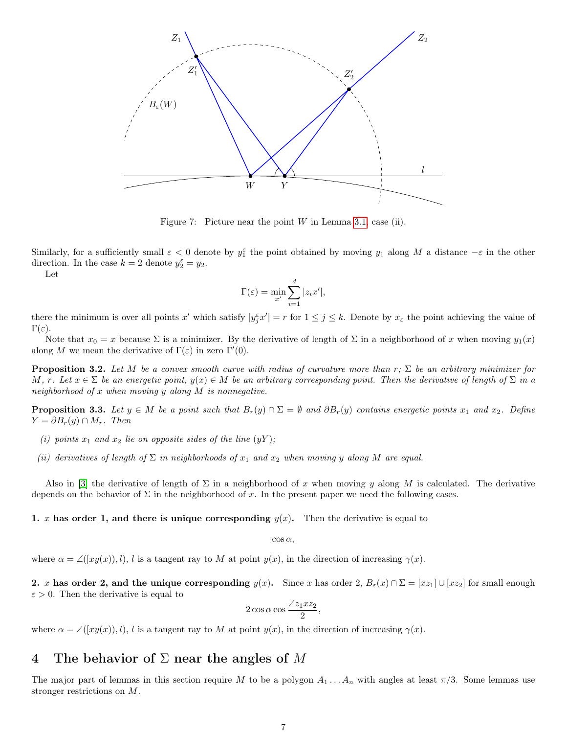Figure 7: Picture near the point $W$ in Lemma 3.1, case (ii).

Similarly, for a sufficiently small $\varepsilon < 0$ denote by $y_1^\varepsilon$ the point obtained by moving $y_1$ along $M$ a distance $-\varepsilon$ in the other direction. In the case $k = 2$ denote $y_2^\varepsilon = y_2$.

Let

$$\Gamma(\varepsilon) = \min_{x'} \sum_{i=1}^{d} |z_i x'|,$$

there the minimum is over all points $x'$ which satisfy $|y_j^\varepsilon x'| = r$ for $1 \leq j \leq k$. Denote by $x_\varepsilon$ the point achieving the value of $\Gamma(\varepsilon)$.

Note that $x_0 = x$ because $\Sigma$ is a minimizer. By the derivative of length of $\Sigma$ in a neighborhood of $x$ when moving $y_1(x)$ along $M$ we mean the derivative of $\Gamma(\varepsilon)$ in zero $\Gamma'(0)$.

**Proposition 3.2.** *Let $M$ be a convex smooth curve with radius of curvature more than $r$; $\Sigma$ be an arbitrary minimizer for $M$, $r$. Let $x \in \Sigma$ be an energetic point, $y(x) \in M$ be an arbitrary corresponding point. Then the derivative of length of $\Sigma$ in a neighborhood of $x$ when moving $y$ along $M$ is nonnegative.*

**Proposition 3.3.** *Let $y \in M$ be a point such that $B_r(y) \cap \Sigma = \emptyset$ and $\partial B_r(y)$ contains energetic points $x_1$ and $x_2$. Define $Y = \partial B_r(y) \cap M_r$. Then*

*(i) points $x_1$ and $x_2$ lie on opposite sides of the line $(yY)$;*

*(ii) derivatives of length of $\Sigma$ in neighborhoods of $x_1$ and $x_2$ when moving $y$ along $M$ are equal.*

Also in [3] the derivative of length of $\Sigma$ in a neighborhood of $x$ when moving $y$ along $M$ is calculated. The derivative depends on the behavior of $\Sigma$ in the neighborhood of $x$. In the present paper we need the following cases.

**1. $x$ has order 1, and there is unique corresponding $y(x)$.** Then the derivative is equal to

$$\cos \alpha,$$

where $\alpha = \angle([xy(x)), l)$, $l$ is a tangent ray to $M$ at point $y(x)$, in the direction of increasing $\gamma(x)$.

**2. $x$ has order 2, and the unique corresponding $y(x)$.** Since $x$ has order 2, $B_\varepsilon(x) \cap \Sigma = [xz_1] \cup [xz_2]$ for small enough $\varepsilon > 0$. Then the derivative is equal to

$$2 \cos \alpha \cos \frac{\angle z_1 x z_2}{2},$$

where $\alpha = \angle([xy(x)), l)$, $l$ is a tangent ray to $M$ at point $y(x)$, in the direction of increasing $\gamma(x)$.

# 4 The behavior of $\Sigma$ near the angles of $M$

The major part of lemmas in this section require $M$ to be a polygon $A_1 \dots A_n$ with angles at least $\pi/3$. Some lemmas use stronger restrictions on $M$.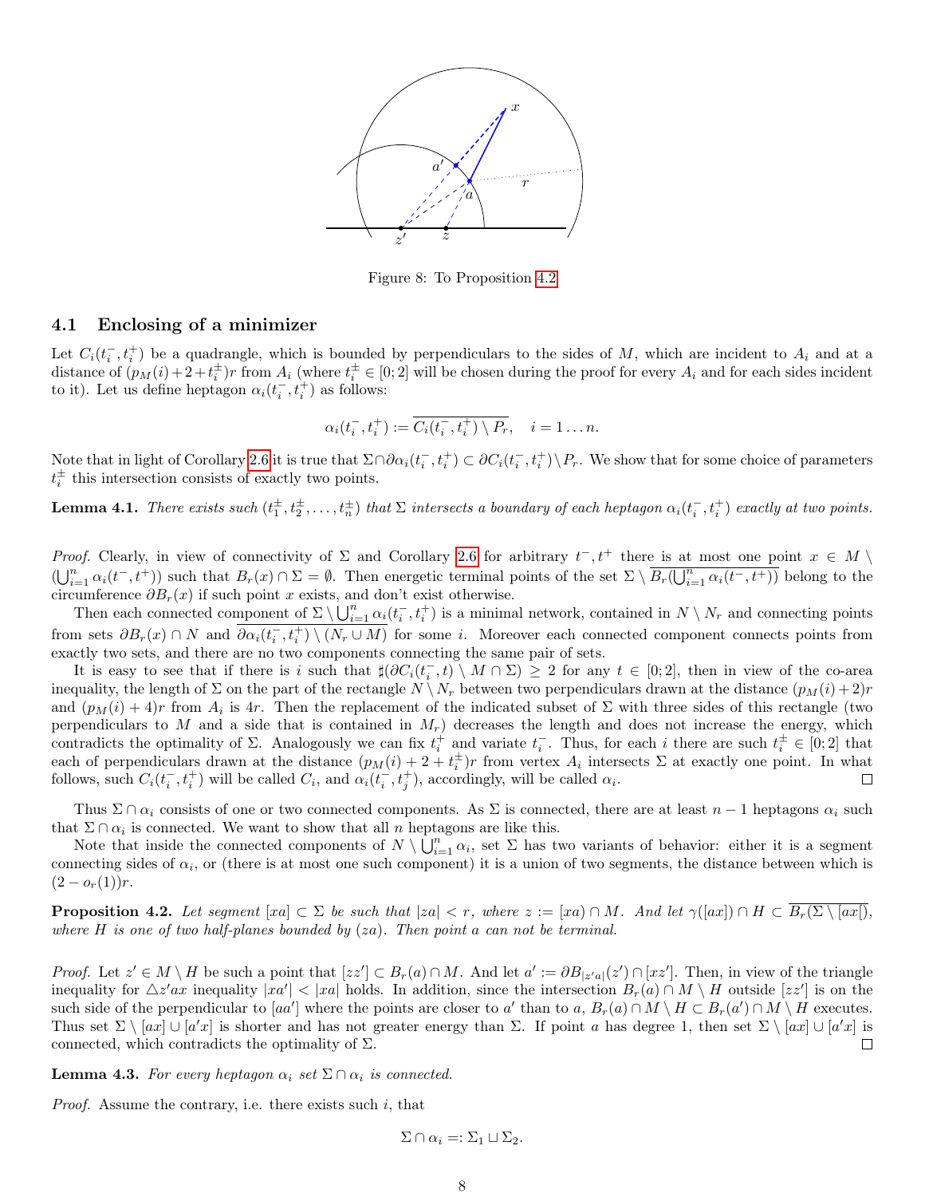Figure 8: To Proposition 4.2

### 4.1 Enclosing of a minimizer

Let $C_i(t_i^-, t_i^+)$ be a quadrangle, which is bounded by perpendiculars to the sides of $M$, which are incident to $A_i$ and at a distance of $(p_M(i)+2+t_i^\pm)r$ from $A_i$ (where $t_i^\pm \in [0;2]$ will be chosen during the proof for every $A_i$ and for each sides incident to it). Let us define heptagon $\alpha_i(t_i^-, t_i^+)$ as follows:

$$\alpha_i(t_i^-, t_i^+) := \overline{C_i(t_i^-, t_i^+) \setminus P_r}, \quad i = 1 \dots n.$$

Note that in light of Corollary 2.6 it is true that $\Sigma \cap \partial\alpha_i(t_i^-, t_i^+) \subset \partial C_i(t_i^-, t_i^+) \setminus P_r$. We show that for some choice of parameters $t_i^\pm$ this intersection consists of exactly two points.

**Lemma 4.1.** *There exists such $(t_1^\pm, t_2^\pm, \dots, t_n^\pm)$ that $\Sigma$ intersects a boundary of each heptagon $\alpha_i(t_i^-, t_i^+)$ exactly at two points.*

*Proof.* Clearly, in view of connectivity of $\Sigma$ and Corollary 2.6 for arbitrary $t^-, t^+$ there is at most one point $x \in M \setminus (\bigcup_{i=1}^n \alpha_i(t^-, t^+))$ such that $B_r(x) \cap \Sigma = \emptyset$. Then energetic terminal points of the set $\Sigma \setminus \overline{B_r(\bigcup_{i=1}^n \alpha_i(t^-, t^+))}$ belong to the circumference $\partial B_r(x)$ if such point $x$ exists, and don't exist otherwise.

Then each connected component of $\Sigma \setminus \bigcup_{i=1}^n \alpha_i(t_i^-, t_i^+)$ is a minimal network, contained in $N \setminus N_r$ and connecting points from sets $\partial B_r(x) \cap N$ and $\overline{\partial\alpha_i(t_i^-, t_i^+) \setminus (N_r \cup M)}$ for some $i$. Moreover each connected component connects points from exactly two sets, and there are no two components connecting the same pair of sets.

It is easy to see that if there is $i$ such that $\sharp(\partial C_i(t_i^-, t) \setminus M \cap \Sigma) \geq 2$ for any $t \in [0;2]$, then in view of the co-area inequality, the length of $\Sigma$ on the part of the rectangle $N \setminus N_r$ between two perpendiculars drawn at the distance $(p_M(i)+2)r$ and $(p_M(i)+4)r$ from $A_i$ is $4r$. Then the replacement of the indicated subset of $\Sigma$ with three sides of this rectangle (two perpendiculars to $M$ and a side that is contained in $M_r$) decreases the length and does not increase the energy, which contradicts the optimality of $\Sigma$. Analogously we can fix $t_i^+$ and variate $t_i^-$. Thus, for each $i$ there are such $t_i^\pm \in [0;2]$ that each of perpendiculars drawn at the distance $(p_M(i)+2+t_i^\pm)r$ from vertex $A_i$ intersects $\Sigma$ at exactly one point. In what follows, such $C_i(t_i^-, t_i^+)$ will be called $C_i$, and $\alpha_i(t_i^-, t_j^+)$, accordingly, will be called $\alpha_i$. $\square$

Thus $\Sigma \cap \alpha_i$ consists of one or two connected components. As $\Sigma$ is connected, there are at least $n-1$ heptagons $\alpha_i$ such that $\Sigma \cap \alpha_i$ is connected. We want to show that all $n$ heptagons are like this.

Note that inside the connected components of $N \setminus \bigcup_{i=1}^n \alpha_i$, set $\Sigma$ has two variants of behavior: either it is a segment connecting sides of $\alpha_i$, or (there is at most one such component) it is a union of two segments, the distance between which is $(2 - o_r(1))r$.

**Proposition 4.2.** *Let segment $[xa] \subset \Sigma$ be such that $|za| < r$, where $z := [xa) \cap M$. And let $\gamma([ax]) \cap H \subset \overline{B_r(\Sigma \setminus [ax[)}$, where $H$ is one of two half-planes bounded by $(za)$. Then point $a$ can not be terminal.*

*Proof.* Let $z' \in M \setminus H$ be such a point that $[zz'] \subset B_r(a) \cap M$. And let $a' := \partial B_{|z'a|}(z') \cap [xz']$. Then, in view of the triangle inequality for $\triangle z'ax$ inequality $|xa'| < |xa|$ holds. In addition, since the intersection $B_r(a) \cap M \setminus H$ outside $[zz']$ is on the such side of the perpendicular to $[aa']$ where the points are closer to $a'$ than to $a$, $B_r(a) \cap M \setminus H \subset B_r(a') \cap M \setminus H$ executes. Thus set $\Sigma \setminus [ax] \cup [a'x]$ is shorter and has not greater energy than $\Sigma$. If point $a$ has degree 1, then set $\Sigma \setminus [ax] \cup [a'x]$ is connected, which contradicts the optimality of $\Sigma$. $\square$

**Lemma 4.3.** *For every heptagon $\alpha_i$ set $\Sigma \cap \alpha_i$ is connected.*

*Proof.* Assume the contrary, i.e. there exists such $i$, that

$$\Sigma \cap \alpha_i =: \Sigma_1 \sqcup \Sigma_2.$$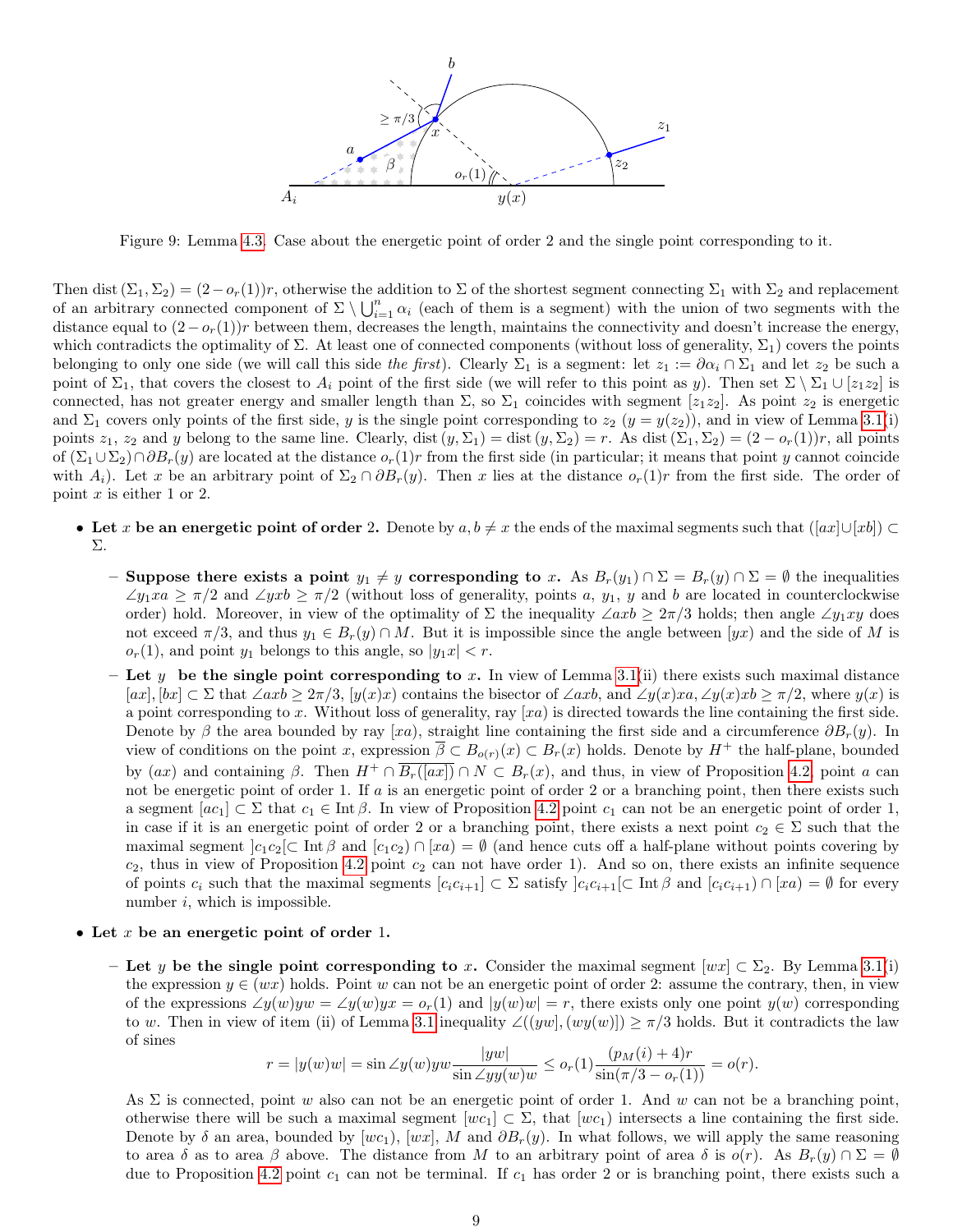Figure 9: Lemma 4.3. Case about the energetic point of order 2 and the single point corresponding to it.

Then $\mathrm{dist}\,(\Sigma_1, \Sigma_2) = (2 - o_r(1))r$, otherwise the addition to $\Sigma$ of the shortest segment connecting $\Sigma_1$ with $\Sigma_2$ and replacement of an arbitrary connected component of $\Sigma \setminus \bigcup_{i=1}^{n} \alpha_i$ (each of them is a segment) with the union of two segments with the distance equal to $(2 - o_r(1))r$ between them, decreases the length, maintains the connectivity and doesn't increase the energy, which contradicts the optimality of $\Sigma$. At least one of connected components (without loss of generality, $\Sigma_1$) covers the points belonging to only one side (we will call this side *the first*). Clearly $\Sigma_1$ is a segment: let $z_1 := \partial\alpha_i \cap \Sigma_1$ and let $z_2$ be such a point of $\Sigma_1$, that covers the closest to $A_i$ point of the first side (we will refer to this point as $y$). Then set $\Sigma \setminus \Sigma_1 \cup [z_1 z_2]$ is connected, has not greater energy and smaller length than $\Sigma$, so $\Sigma_1$ coincides with segment $[z_1 z_2]$. As point $z_2$ is energetic and $\Sigma_1$ covers only points of the first side, $y$ is the single point corresponding to $z_2$ ($y = y(z_2)$), and in view of Lemma 3.1(i) points $z_1$, $z_2$ and $y$ belong to the same line. Clearly, $\mathrm{dist}\,(y, \Sigma_1) = \mathrm{dist}\,(y, \Sigma_2) = r$. As $\mathrm{dist}\,(\Sigma_1, \Sigma_2) = (2 - o_r(1))r$, all points of $(\Sigma_1 \cup \Sigma_2) \cap \partial B_r(y)$ are located at the distance $o_r(1)r$ from the first side (in particular; it means that point $y$ cannot coincide with $A_i$). Let $x$ be an arbitrary point of $\Sigma_2 \cap \partial B_r(y)$. Then $x$ lies at the distance $o_r(1)r$ from the first side. The order of point $x$ is either 1 or 2.

- **Let $x$ be an energetic point of order 2.** Denote by $a, b \neq x$ the ends of the maximal segments such that $([ax] \cup [xb]) \subset \Sigma$.
  - **Suppose there exists a point $y_1 \neq y$ corresponding to $x$.** As $B_r(y_1) \cap \Sigma = B_r(y) \cap \Sigma = \emptyset$ the inequalities $\angle y_1 xa \geq \pi/2$ and $\angle yxb \geq \pi/2$ (without loss of generality, points $a$, $y_1$, $y$ and $b$ are located in counterclockwise order) hold. Moreover, in view of the optimality of $\Sigma$ the inequality $\angle axb \geq 2\pi/3$ holds; then angle $\angle y_1 xy$ does not exceed $\pi/3$, and thus $y_1 \in B_r(y) \cap M$. But it is impossible since the angle between $[yx]$ and the side of $M$ is $o_r(1)$, and point $y_1$ belongs to this angle, so $|y_1 x| < r$.
  - **Let $y$ be the single point corresponding to $x$.** In view of Lemma 3.1(ii) there exists such maximal distance $[ax], [bx] \subset \Sigma$ that $\angle axb \geq 2\pi/3$, $[y(x)x)$ contains the bisector of $\angle axb$, and $\angle y(x)xa, \angle y(x)xb \geq \pi/2$, where $y(x)$ is a point corresponding to $x$. Without loss of generality, ray $[xa)$ is directed towards the line containing the first side. Denote by $\beta$ the area bounded by ray $[xa)$, straight line containing the first side and a circumference $\partial B_r(y)$. In view of conditions on the point $x$, expression $\overline{\beta} \subset B_{o(r)}(x) \subset B_r(x)$ holds. Denote by $H^+$ the half-plane, bounded by $(ax)$ and containing $\beta$. Then $H^+ \cap \overline{B_r([ax])} \cap N \subset B_r(x)$, and thus, in view of Proposition 4.2, point $a$ can not be energetic point of order 1. If $a$ is an energetic point of order 2 or a branching point, then there exists such a segment $[ac_1] \subset \Sigma$ that $c_1 \in \mathrm{Int}\,\beta$. In view of Proposition 4.2 point $c_1$ can not be an energetic point of order 1, in case if it is an energetic point of order 2 or a branching point, there exists a next point $c_2 \in \Sigma$ such that the maximal segment $]c_1 c_2[ \subset \mathrm{Int}\,\beta$ and $[c_1 c_2) \cap [xa) = \emptyset$ (and hence cuts off a half-plane without points covering by $c_2$, thus in view of Proposition 4.2 point $c_2$ can not have order 1). And so on, there exists an infinite sequence of points $c_i$ such that the maximal segments $[c_i c_{i+1}] \subset \Sigma$ satisfy $]c_i c_{i+1}[ \subset \mathrm{Int}\,\beta$ and $[c_i c_{i+1}) \cap [xa) = \emptyset$ for every number $i$, which is impossible.
- **Let $x$ be an energetic point of order 1.**
  - **Let $y$ be the single point corresponding to $x$.** Consider the maximal segment $[wx] \subset \Sigma_2$. By Lemma 3.1(i) the expression $y \in (wx)$ holds. Point $w$ can not be an energetic point of order 2: assume the contrary, then, in view of the expressions $\angle y(w)yw = \angle y(w)yx = o_r(1)$ and $|y(w)w| = r$, there exists only one point $y(w)$ corresponding to $w$. Then in view of item (ii) of Lemma 3.1 inequality $\angle([yw], (wy(w)]) \geq \pi/3$ holds. But it contradicts the law of sines

$$r = |y(w)w| = \sin \angle y(w)yw \frac{|yw|}{\sin \angle yy(w)w} \leq o_r(1) \frac{(p_M(i) + 4)r}{\sin(\pi/3 - o_r(1))} = o(r).$$

As $\Sigma$ is connected, point $w$ also can not be an energetic point of order 1. And $w$ can not be a branching point, otherwise there will be such a maximal segment $[wc_1] \subset \Sigma$, that $[wc_1)$ intersects a line containing the first side. Denote by $\delta$ an area, bounded by $[wc_1)$, $[wx]$, $M$ and $\partial B_r(y)$. In what follows, we will apply the same reasoning to area $\delta$ as to area $\beta$ above. The distance from $M$ to an arbitrary point of area $\delta$ is $o(r)$. As $B_r(y) \cap \Sigma = \emptyset$ due to Proposition 4.2 point $c_1$ can not be terminal. If $c_1$ has order 2 or is branching point, there exists such a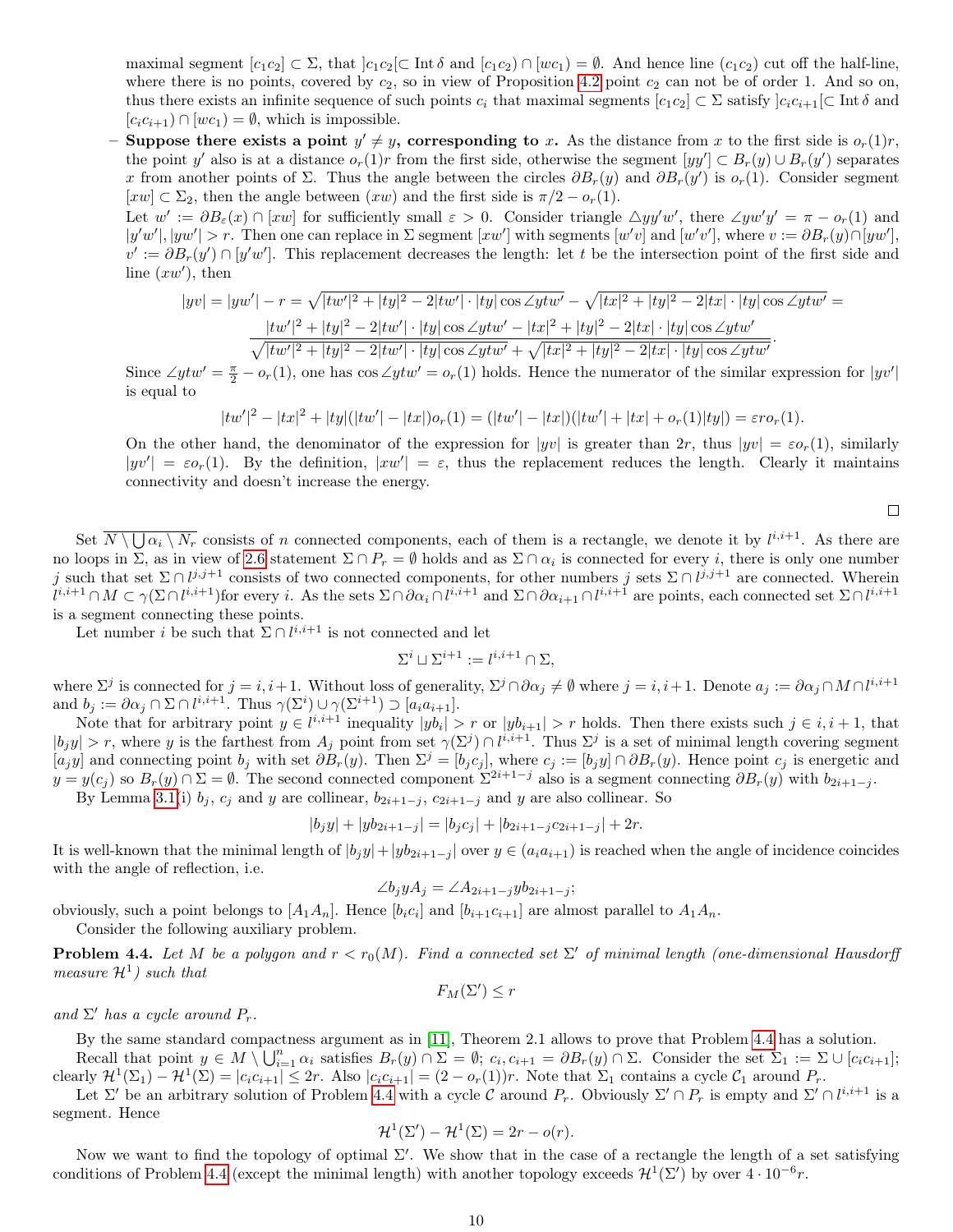maximal segment $[c_1c_2] \subset \Sigma$, that $]c_1c_2[ \subset \operatorname{Int}\delta$ and $[c_1c_2) \cap [wc_1) = \emptyset$. And hence line $(c_1c_2)$ cut off the half-line, where there is no points, covered by $c_2$, so in view of Proposition 4.2 point $c_2$ can not be of order 1. And so on, thus there exists an infinite sequence of such points $c_i$ that maximal segments $[c_1c_2] \subset \Sigma$ satisfy $]c_ic_{i+1}[ \subset \operatorname{Int}\delta$ and $[c_ic_{i+1}) \cap [wc_1) = \emptyset$, which is impossible.

- **Suppose there exists a point $y' \neq y$, corresponding to $x$.** As the distance from $x$ to the first side is $o_r(1)r$, the point $y'$ also is at a distance $o_r(1)r$ from the first side, otherwise the segment $[yy'] \subset B_r(y) \cup B_r(y')$ separates $x$ from another points of $\Sigma$. Thus the angle between the circles $\partial B_r(y)$ and $\partial B_r(y')$ is $o_r(1)$. Consider segment $[xw] \subset \Sigma_2$, then the angle between $(xw)$ and the first side is $\pi/2 - o_r(1)$.

  Let $w' := \partial B_\varepsilon(x) \cap [xw]$ for sufficiently small $\varepsilon > 0$. Consider triangle $\triangle yy'w'$, there $\angle yw'y' = \pi - o_r(1)$ and $|y'w'|, |yw'| > r$. Then one can replace in $\Sigma$ segment $[xw']$ with segments $[w'v]$ and $[w'v']$, where $v := \partial B_r(y) \cap [yw']$, $v' := \partial B_r(y') \cap [y'w']$. This replacement decreases the length: let $t$ be the intersection point of the first side and line $(xw')$, then

$$|yv| = |yw'| - r = \sqrt{|tw'|^2 + |ty|^2 - 2|tw'|\cdot|ty|\cos\angle ytw'} - \sqrt{|tx|^2 + |ty|^2 - 2|tx|\cdot|ty|\cos\angle ytw'} =$$
$$\frac{|tw'|^2 + |ty|^2 - 2|tw'|\cdot|ty|\cos\angle ytw' - |tx|^2 + |ty|^2 - 2|tx|\cdot|ty|\cos\angle ytw'}{\sqrt{|tw'|^2 + |ty|^2 - 2|tw'|\cdot|ty|\cos\angle ytw'} + \sqrt{|tx|^2 + |ty|^2 - 2|tx|\cdot|ty|\cos\angle ytw'}}.$$

  Since $\angle ytw' = \frac{\pi}{2} - o_r(1)$, one has $\cos\angle ytw' = o_r(1)$ holds. Hence the numerator of the similar expression for $|yv'|$ is equal to

$$|tw'|^2 - |tx|^2 + |ty|(|tw'| - |tx|)o_r(1) = (|tw'| - |tx|)(|tw'| + |tx| + o_r(1)|ty|) = \varepsilon r o_r(1).$$

  On the other hand, the denominator of the expression for $|yv|$ is greater than $2r$, thus $|yv| = \varepsilon o_r(1)$, similarly $|yv'| = \varepsilon o_r(1)$. By the definition, $|xw'| = \varepsilon$, thus the replacement reduces the length. Clearly it maintains connectivity and doesn't increase the energy.

$\square$

Set $\overline{N \setminus \bigcup \alpha_i \setminus N_r}$ consists of $n$ connected components, each of them is a rectangle, we denote it by $l^{i,i+1}$. As there are no loops in $\Sigma$, as in view of 2.6 statement $\Sigma \cap P_r = \emptyset$ holds and as $\Sigma \cap \alpha_i$ is connected for every $i$, there is only one number $j$ such that set $\Sigma \cap l^{j,j+1}$ consists of two connected components, for other numbers $j$ sets $\Sigma \cap l^{j,j+1}$ are connected. Wherein $l^{i,i+1} \cap M \subset \gamma(\Sigma \cap l^{i,i+1})$for every $i$. As the sets $\Sigma \cap \partial\alpha_i \cap l^{i,i+1}$ and $\Sigma \cap \partial\alpha_{i+1} \cap l^{i,i+1}$ are points, each connected set $\Sigma \cap l^{i,i+1}$ is a segment connecting these points.

Let number $i$ be such that $\Sigma \cap l^{i,i+1}$ is not connected and let

$$\Sigma^i \sqcup \Sigma^{i+1} := l^{i,i+1} \cap \Sigma,$$

where $\Sigma^j$ is connected for $j = i, i+1$. Without loss of generality, $\Sigma^j \cap \partial\alpha_j \neq \emptyset$ where $j = i, i+1$. Denote $a_j := \partial\alpha_j \cap M \cap l^{i,i+1}$ and $b_j := \partial\alpha_j \cap \Sigma \cap l^{i,i+1}$. Thus $\gamma(\Sigma^i) \cup \gamma(\Sigma^{i+1}) \supset [a_ia_{i+1}]$.

Note that for arbitrary point $y \in l^{i,i+1}$ inequality $|yb_i| > r$ or $|yb_{i+1}| > r$ holds. Then there exists such $j \in i, i+1$, that $|b_jy| > r$, where $y$ is the farthest from $A_j$ point from set $\gamma(\Sigma^j) \cap l^{i,i+1}$. Thus $\Sigma^j$ is a set of minimal length covering segment $[a_jy]$ and connecting point $b_j$ with set $\partial B_r(y)$. Then $\Sigma^j = [b_jc_j]$, where $c_j := [b_jy] \cap \partial B_r(y)$. Hence point $c_j$ is energetic and $y = y(c_j)$ so $B_r(y) \cap \Sigma = \emptyset$. The second connected component $\Sigma^{2i+1-j}$ also is a segment connecting $\partial B_r(y)$ with $b_{2i+1-j}$.

By Lemma 3.1(i) $b_j$, $c_j$ and $y$ are collinear, $b_{2i+1-j}$, $c_{2i+1-j}$ and $y$ are also collinear. So

$$|b_jy| + |yb_{2i+1-j}| = |b_jc_j| + |b_{2i+1-j}c_{2i+1-j}| + 2r.$$

It is well-known that the minimal length of $|b_jy| + |yb_{2i+1-j}|$ over $y \in (a_ia_{i+1})$ is reached when the angle of incidence coincides with the angle of reflection, i.e.

$$\angle b_jyA_j = \angle A_{2i+1-j}yb_{2i+1-j};$$

obviously, such a point belongs to $[A_1A_n]$. Hence $[b_ic_i]$ and $[b_{i+1}c_{i+1}]$ are almost parallel to $A_1A_n$.

Consider the following auxiliary problem.

**Problem 4.4.** *Let $M$ be a polygon and $r < r_0(M)$. Find a connected set $\Sigma'$ of minimal length (one-dimensional Hausdorff measure $\mathcal{H}^1$) such that*

$$F_M(\Sigma') \leq r$$

*and $\Sigma'$ has a cycle around $P_r$.*

By the same standard compactness argument as in [11], Theorem 2.1 allows to prove that Problem 4.4 has a solution.

Recall that point $y \in M \setminus \bigcup_{i=1}^n \alpha_i$ satisfies $B_r(y) \cap \Sigma = \emptyset$; $c_i, c_{i+1} = \partial B_r(y) \cap \Sigma$. Consider the set $\Sigma_1 := \Sigma \cup [c_ic_{i+1}]$; clearly $\mathcal{H}^1(\Sigma_1) - \mathcal{H}^1(\Sigma) = |c_ic_{i+1}| \leq 2r$. Also $|c_ic_{i+1}| = (2 - o_r(1))r$. Note that $\Sigma_1$ contains a cycle $\mathcal{C}_1$ around $P_r$.

Let $\Sigma'$ be an arbitrary solution of Problem 4.4 with a cycle $\mathcal{C}$ around $P_r$. Obviously $\Sigma' \cap P_r$ is empty and $\Sigma' \cap l^{i,i+1}$ is a segment. Hence

$$\mathcal{H}^1(\Sigma') - \mathcal{H}^1(\Sigma) = 2r - o(r).$$

Now we want to find the topology of optimal $\Sigma'$. We show that in the case of a rectangle the length of a set satisfying conditions of Problem 4.4 (except the minimal length) with another topology exceeds $\mathcal{H}^1(\Sigma')$ by over $4 \cdot 10^{-6}r$.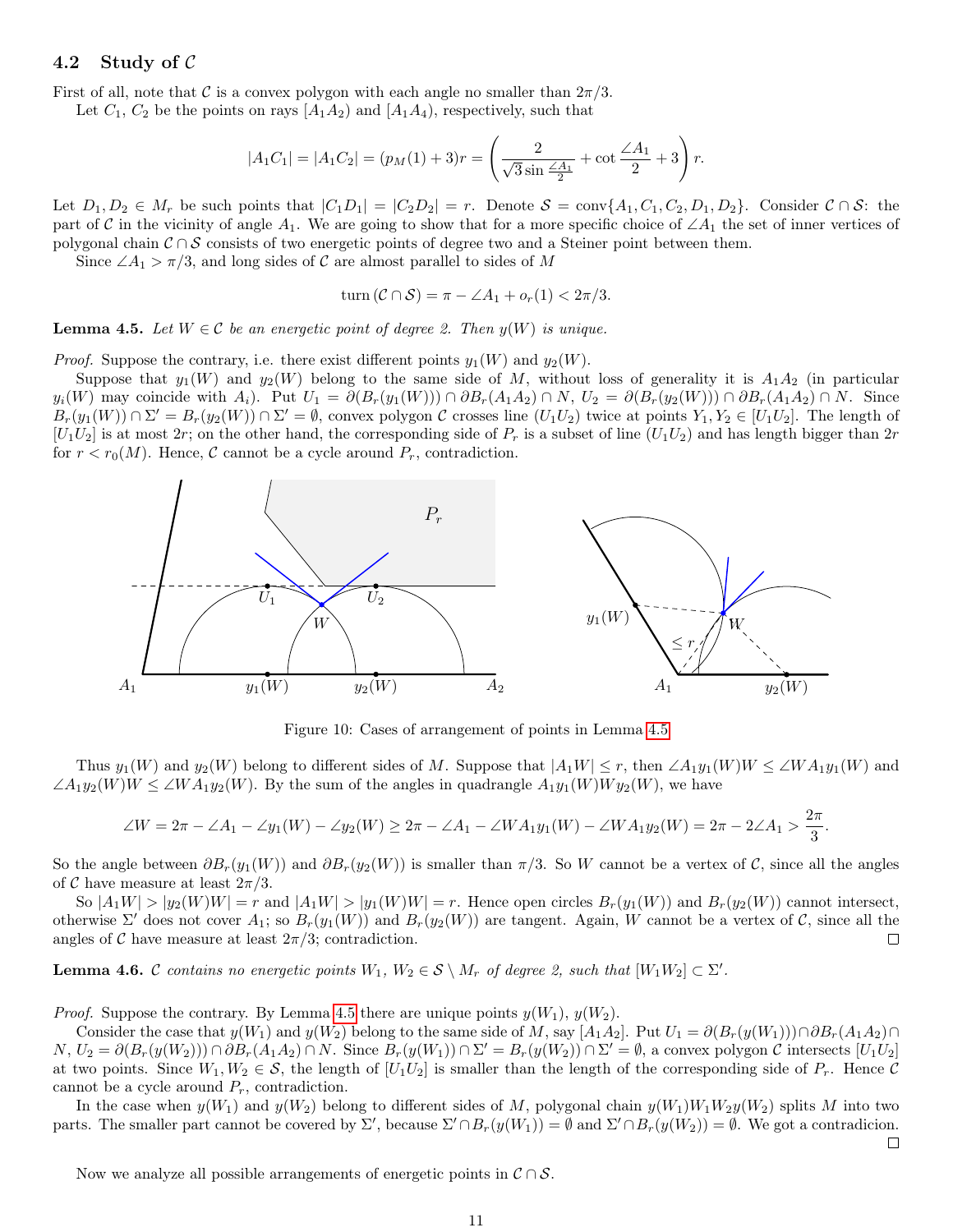### 4.2 Study of $\mathcal{C}$

First of all, note that $\mathcal{C}$ is a convex polygon with each angle no smaller than $2\pi/3$.

Let $C_1$, $C_2$ be the points on rays $[A_1A_2)$ and $[A_1A_4)$, respectively, such that

$$|A_1C_1| = |A_1C_2| = (p_M(1)+3)r = \left(\frac{2}{\sqrt{3}\sin\frac{\angle A_1}{2}} + \cot\frac{\angle A_1}{2} + 3\right) r.$$

Let $D_1, D_2 \in M_r$ be such points that $|C_1D_1| = |C_2D_2| = r$. Denote $\mathcal{S} = \operatorname{conv}\{A_1, C_1, C_2, D_1, D_2\}$. Consider $\mathcal{C} \cap \mathcal{S}$: the part of $\mathcal{C}$ in the vicinity of angle $A_1$. We are going to show that for a more specific choice of $\angle A_1$ the set of inner vertices of polygonal chain $\mathcal{C} \cap \mathcal{S}$ consists of two energetic points of degree two and a Steiner point between them.

Since $\angle A_1 > \pi/3$, and long sides of $\mathcal{C}$ are almost parallel to sides of $M$

$$\operatorname{turn}(\mathcal{C} \cap \mathcal{S}) = \pi - \angle A_1 + o_r(1) < 2\pi/3.$$

**Lemma 4.5.** *Let $W \in \mathcal{C}$ be an energetic point of degree 2. Then $y(W)$ is unique.*

*Proof.* Suppose the contrary, i.e. there exist different points $y_1(W)$ and $y_2(W)$.

Suppose that $y_1(W)$ and $y_2(W)$ belong to the same side of $M$, without loss of generality it is $A_1A_2$ (in particular $y_i(W)$ may coincide with $A_i$). Put $U_1 = \partial(B_r(y_1(W))) \cap \partial B_r(A_1A_2) \cap N$, $U_2 = \partial(B_r(y_2(W))) \cap \partial B_r(A_1A_2) \cap N$. Since $B_r(y_1(W)) \cap \Sigma' = B_r(y_2(W)) \cap \Sigma' = \emptyset$, convex polygon $\mathcal{C}$ crosses line $(U_1U_2)$ twice at points $Y_1, Y_2 \in [U_1U_2]$. The length of $[U_1U_2]$ is at most $2r$; on the other hand, the corresponding side of $P_r$ is a subset of line $(U_1U_2)$ and has length bigger than $2r$ for $r < r_0(M)$. Hence, $\mathcal{C}$ cannot be a cycle around $P_r$, contradiction.

Figure 10: Cases of arrangement of points in Lemma 4.5

Thus $y_1(W)$ and $y_2(W)$ belong to different sides of $M$. Suppose that $|A_1W| \le r$, then $\angle A_1y_1(W)W \le \angle WA_1y_1(W)$ and $\angle A_1y_2(W)W \le \angle WA_1y_2(W)$. By the sum of the angles in quadrangle $A_1y_1(W)Wy_2(W)$, we have

$$\angle W = 2\pi - \angle A_1 - \angle y_1(W) - \angle y_2(W) \ge 2\pi - \angle A_1 - \angle WA_1y_1(W) - \angle WA_1y_2(W) = 2\pi - 2\angle A_1 > \frac{2\pi}{3}.$$

So the angle between $\partial B_r(y_1(W))$ and $\partial B_r(y_2(W))$ is smaller than $\pi/3$. So $W$ cannot be a vertex of $\mathcal{C}$, since all the angles of $\mathcal{C}$ have measure at least $2\pi/3$.

So $|A_1W| > |y_2(W)W| = r$ and $|A_1W| > |y_1(W)W| = r$. Hence open circles $B_r(y_1(W))$ and $B_r(y_2(W))$ cannot intersect, otherwise $\Sigma'$ does not cover $A_1$; so $B_r(y_1(W))$ and $B_r(y_2(W))$ are tangent. Again, $W$ cannot be a vertex of $\mathcal{C}$, since all the angles of $\mathcal{C}$ have measure at least $2\pi/3$; contradiction. □

**Lemma 4.6.** *$\mathcal{C}$ contains no energetic points $W_1$, $W_2 \in \mathcal{S} \setminus M_r$ of degree 2, such that $[W_1W_2] \subset \Sigma'$.*

*Proof.* Suppose the contrary. By Lemma 4.5 there are unique points $y(W_1)$, $y(W_2)$.

Consider the case that $y(W_1)$ and $y(W_2)$ belong to the same side of $M$, say $[A_1A_2]$. Put $U_1 = \partial(B_r(y(W_1))) \cap \partial B_r(A_1A_2) \cap N$, $U_2 = \partial(B_r(y(W_2))) \cap \partial B_r(A_1A_2) \cap N$. Since $B_r(y(W_1)) \cap \Sigma' = B_r(y(W_2)) \cap \Sigma' = \emptyset$, a convex polygon $\mathcal{C}$ intersects $[U_1U_2]$ at two points. Since $W_1, W_2 \in \mathcal{S}$, the length of $[U_1U_2]$ is smaller than the length of the corresponding side of $P_r$. Hence $\mathcal{C}$ cannot be a cycle around $P_r$, contradiction.

In the case when $y(W_1)$ and $y(W_2)$ belong to different sides of $M$, polygonal chain $y(W_1)W_1W_2y(W_2)$ splits $M$ into two parts. The smaller part cannot be covered by $\Sigma'$, because $\Sigma' \cap B_r(y(W_1)) = \emptyset$ and $\Sigma' \cap B_r(y(W_2)) = \emptyset$. We got a contradicion. □

Now we analyze all possible arrangements of energetic points in $\mathcal{C} \cap \mathcal{S}$.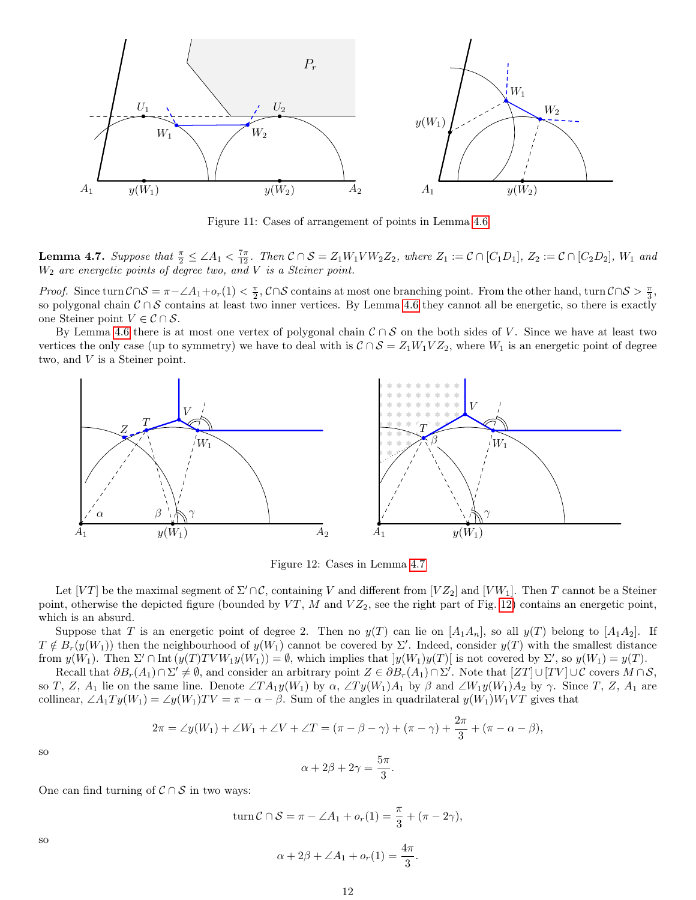Figure 11: Cases of arrangement of points in Lemma 4.6

**Lemma 4.7.** *Suppose that $\frac{\pi}{2} \le \angle A_1 < \frac{7\pi}{12}$. Then $\mathcal{C} \cap \mathcal{S} = Z_1 W_1 V W_2 Z_2$, where $Z_1 := \mathcal{C} \cap [C_1 D_1]$, $Z_2 := \mathcal{C} \cap [C_2 D_2]$, $W_1$ and $W_2$ are energetic points of degree two, and $V$ is a Steiner point.*

*Proof.* Since $\operatorname{turn} \mathcal{C} \cap \mathcal{S} = \pi - \angle A_1 + o_r(1) < \frac{\pi}{2}$, $\mathcal{C} \cap \mathcal{S}$ contains at most one branching point. From the other hand, $\operatorname{turn} \mathcal{C} \cap \mathcal{S} > \frac{\pi}{3}$, so polygonal chain $\mathcal{C} \cap \mathcal{S}$ contains at least two inner vertices. By Lemma 4.6 they cannot all be energetic, so there is exactly one Steiner point $V \in \mathcal{C} \cap \mathcal{S}$.

By Lemma 4.6 there is at most one vertex of polygonal chain $\mathcal{C} \cap \mathcal{S}$ on the both sides of $V$. Since we have at least two vertices the only case (up to symmetry) we have to deal with is $\mathcal{C} \cap \mathcal{S} = Z_1 W_1 V Z_2$, where $W_1$ is an energetic point of degree two, and $V$ is a Steiner point.

Figure 12: Cases in Lemma 4.7

Let $[VT]$ be the maximal segment of $\Sigma' \cap \mathcal{C}$, containing $V$ and different from $[VZ_2]$ and $[VW_1]$. Then $T$ cannot be a Steiner point, otherwise the depicted figure (bounded by $VT$, $M$ and $VZ_2$, see the right part of Fig. 12) contains an energetic point, which is an absurd.

Suppose that $T$ is an energetic point of degree 2. Then no $y(T)$ can lie on $[A_1 A_n]$, so all $y(T)$ belong to $[A_1 A_2]$. If $T \notin B_r(y(W_1))$ then the neighbourhood of $y(W_1)$ cannot be covered by $\Sigma'$. Indeed, consider $y(T)$ with the smallest distance from $y(W_1)$. Then $\Sigma' \cap \operatorname{Int}(y(T)TVW_1 y(W_1)) = \emptyset$, which implies that $]y(W_1)y(T)[$ is not covered by $\Sigma'$, so $y(W_1) = y(T)$.

Recall that $\partial B_r(A_1) \cap \Sigma' \neq \emptyset$, and consider an arbitrary point $Z \in \partial B_r(A_1) \cap \Sigma'$. Note that $[ZT] \cup [TV] \cup \mathcal{C}$ covers $M \cap \mathcal{S}$, so $T$, $Z$, $A_1$ lie on the same line. Denote $\angle TA_1 y(W_1)$ by $\alpha$, $\angle Ty(W_1)A_1$ by $\beta$ and $\angle W_1 y(W_1) A_2$ by $\gamma$. Since $T$, $Z$, $A_1$ are collinear, $\angle A_1 T y(W_1) = \angle y(W_1) TV = \pi - \alpha - \beta$. Sum of the angles in quadrilateral $y(W_1)W_1 VT$ gives that

$$2\pi = \angle y(W_1) + \angle W_1 + \angle V + \angle T = (\pi - \beta - \gamma) + (\pi - \gamma) + \frac{2\pi}{3} + (\pi - \alpha - \beta),$$

so

$$\alpha + 2\beta + 2\gamma = \frac{5\pi}{3}.$$

One can find turning of $\mathcal{C} \cap \mathcal{S}$ in two ways:

$$\operatorname{turn} \mathcal{C} \cap \mathcal{S} = \pi - \angle A_1 + o_r(1) = \frac{\pi}{3} + (\pi - 2\gamma),$$

so

$$\alpha + 2\beta + \angle A_1 + o_r(1) = \frac{4\pi}{3}.$$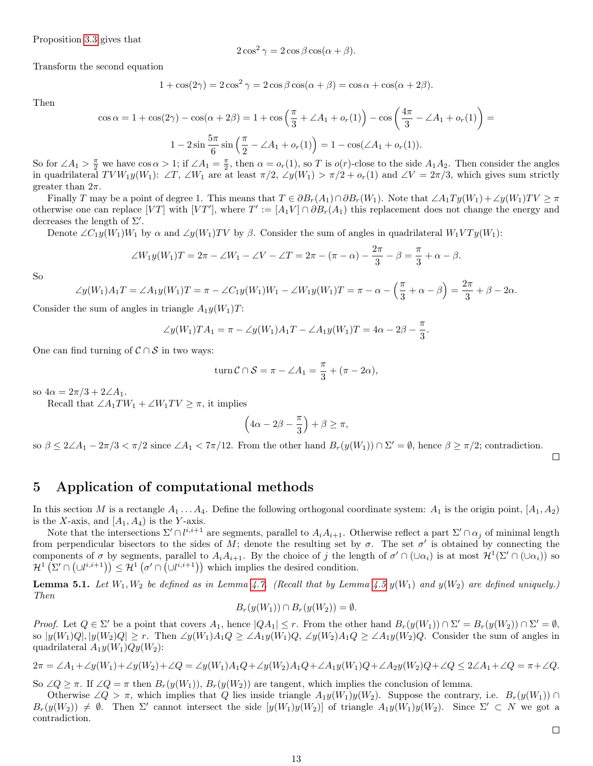Proposition 3.3 gives that

$$2\cos^2\gamma = 2\cos\beta\cos(\alpha+\beta).$$

Transform the second equation

$$1+\cos(2\gamma) = 2\cos^2\gamma = 2\cos\beta\cos(\alpha+\beta) = \cos\alpha + \cos(\alpha+2\beta).$$

Then

$$\cos\alpha = 1+\cos(2\gamma) - \cos(\alpha+2\beta) = 1+\cos\left(\frac{\pi}{3}+\angle A_1 + o_r(1)\right) - \cos\left(\frac{4\pi}{3} - \angle A_1 + o_r(1)\right) =$$

$$1 - 2\sin\frac{5\pi}{6}\sin\left(\frac{\pi}{2} - \angle A_1 + o_r(1)\right) = 1 - \cos(\angle A_1 + o_r(1)).$$

So for $\angle A_1 > \frac{\pi}{2}$ we have $\cos\alpha > 1$; if $\angle A_1 = \frac{\pi}{2}$, then $\alpha = o_r(1)$, so $T$ is $o(r)$-close to the side $A_1A_2$. Then consider the angles in quadrilateral $TVW_1y(W_1)$: $\angle T$, $\angle W_1$ are at least $\pi/2$, $\angle y(W_1) > \pi/2 + o_r(1)$ and $\angle V = 2\pi/3$, which gives sum strictly greater than $2\pi$.

Finally $T$ may be a point of degree 1. This means that $T \in \partial B_r(A_1) \cap \partial B_r(W_1)$. Note that $\angle A_1Ty(W_1) + \angle y(W_1)TV \geq \pi$ otherwise one can replace $[VT]$ with $[VT']$, where $T' := [A_1V] \cap \partial B_r(A_1)$ this replacement does not change the energy and decreases the length of $\Sigma'$.

Denote $\angle C_1y(W_1)W_1$ by $\alpha$ and $\angle y(W_1)TV$ by $\beta$. Consider the sum of angles in quadrilateral $W_1VTy(W_1)$:

$$\angle W_1y(W_1)T = 2\pi - \angle W_1 - \angle V - \angle T = 2\pi - (\pi - \alpha) - \frac{2\pi}{3} - \beta = \frac{\pi}{3} + \alpha - \beta.$$

So

$$\angle y(W_1)A_1T = \angle A_1y(W_1)T = \pi - \angle C_1y(W_1)W_1 - \angle W_1y(W_1)T = \pi - \alpha - \left(\frac{\pi}{3} + \alpha - \beta\right) = \frac{2\pi}{3} + \beta - 2\alpha.$$

Consider the sum of angles in triangle $A_1y(W_1)T$:

$$\angle y(W_1)TA_1 = \pi - \angle y(W_1)A_1T - \angle A_1y(W_1)T = 4\alpha - 2\beta - \frac{\pi}{3}.$$

One can find turning of $\mathcal{C} \cap \mathcal{S}$ in two ways:

$$\operatorname{turn} \mathcal{C} \cap \mathcal{S} = \pi - \angle A_1 = \frac{\pi}{3} + (\pi - 2\alpha),$$

so $4\alpha = 2\pi/3 + 2\angle A_1$.

Recall that $\angle A_1TW_1 + \angle W_1TV \geq \pi$, it implies

$$\left(4\alpha - 2\beta - \frac{\pi}{3}\right) + \beta \geq \pi,$$

so $\beta \leq 2\angle A_1 - 2\pi/3 < \pi/2$ since $\angle A_1 < 7\pi/12$. From the other hand $B_r(y(W_1)) \cap \Sigma' = \emptyset$, hence $\beta \geq \pi/2$; contradiction. □

## 5 Application of computational methods

In this section $M$ is a rectangle $A_1 \ldots A_4$. Define the following orthogonal coordinate system: $A_1$ is the origin point, $[A_1, A_2)$ is the $X$-axis, and $[A_1, A_4)$ is the $Y$-axis.

Note that the intersections $\Sigma' \cap l^{i,i+1}$ are segments, parallel to $A_iA_{i+1}$. Otherwise reflect a part $\Sigma' \cap \alpha_j$ of minimal length from perpendicular bisectors to the sides of $M$; denote the resulting set by $\sigma$. The set $\sigma'$ is obtained by connecting the components of $\sigma$ by segments, parallel to $A_iA_{i+1}$. By the choice of $j$ the length of $\sigma' \cap (\cup\alpha_i)$ is at most $\mathcal{H}^1(\Sigma' \cap (\cup\alpha_i))$ so $\mathcal{H}^1\left(\Sigma' \cap \left(\cup l^{i,i+1}\right)\right) \leq \mathcal{H}^1\left(\sigma' \cap \left(\cup l^{i,i+1}\right)\right)$ which implies the desired condition.

**Lemma 5.1.** *Let $W_1, W_2$ be defined as in Lemma 4.7. (Recall that by Lemma 4.5 $y(W_1)$ and $y(W_2)$ are defined uniquely.) Then*

$$B_r(y(W_1)) \cap B_r(y(W_2)) = \emptyset.$$

*Proof.* Let $Q \in \Sigma'$ be a point that covers $A_1$, hence $|QA_1| \leq r$. From the other hand $B_r(y(W_1)) \cap \Sigma' = B_r(y(W_2)) \cap \Sigma' = \emptyset$, so $|y(W_1)Q|, |y(W_2)Q| \geq r$. Then $\angle y(W_1)A_1Q \geq \angle A_1y(W_1)Q$, $\angle y(W_2)A_1Q \geq \angle A_1y(W_2)Q$. Consider the sum of angles in quadrilateral $A_1y(W_1)Qy(W_2)$:

$$2\pi = \angle A_1 + \angle y(W_1) + \angle y(W_2) + \angle Q = \angle y(W_1)A_1Q + \angle y(W_2)A_1Q + \angle A_1y(W_1)Q + \angle A_2y(W_2)Q + \angle Q \leq 2\angle A_1 + \angle Q = \pi + \angle Q.$$

So $\angle Q \geq \pi$. If $\angle Q = \pi$ then $B_r(y(W_1))$, $B_r(y(W_2))$ are tangent, which implies the conclusion of lemma.

Otherwise $\angle Q > \pi$, which implies that $Q$ lies inside triangle $A_1y(W_1)y(W_2)$. Suppose the contrary, i.e. $B_r(y(W_1)) \cap B_r(y(W_2)) \neq \emptyset$. Then $\Sigma'$ cannot intersect the side $[y(W_1)y(W_2)]$ of triangle $A_1y(W_1)y(W_2)$. Since $\Sigma' \subset N$ we got a contradiction. □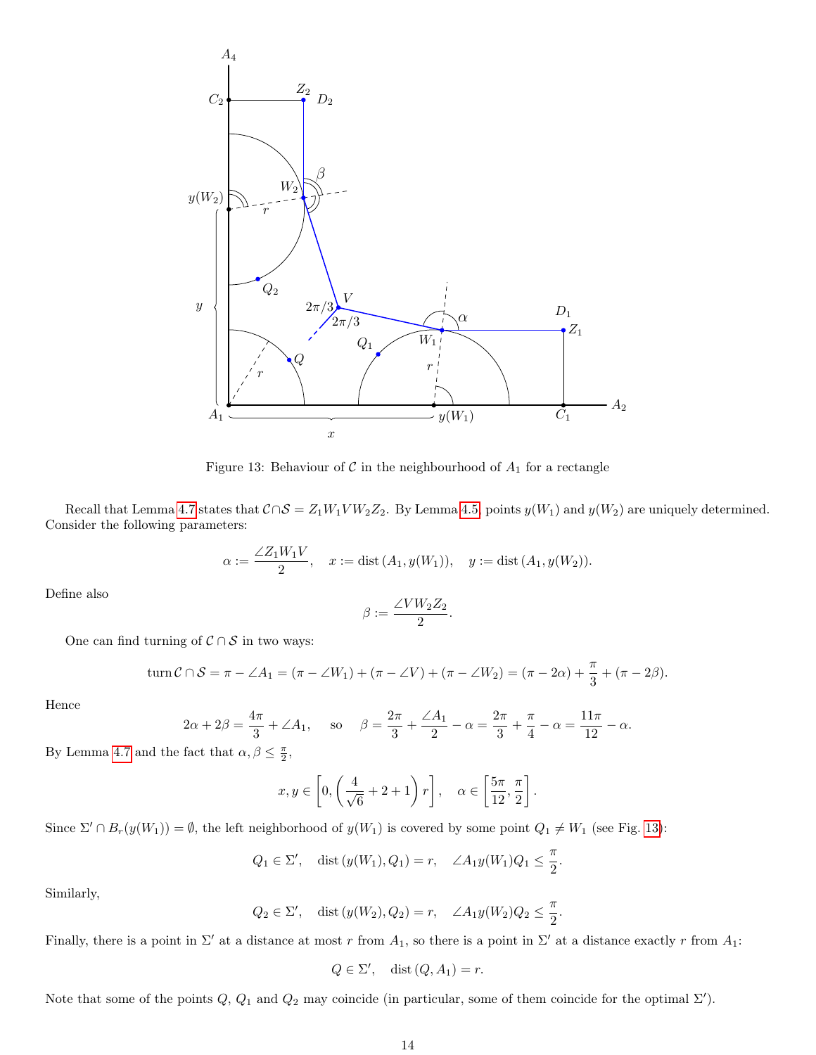Figure 13: Behaviour of $\mathcal{C}$ in the neighbourhood of $A_1$ for a rectangle

Recall that Lemma 4.7 states that $\mathcal{C} \cap \mathcal{S} = Z_1W_1VW_2Z_2$. By Lemma 4.5, points $y(W_1)$ and $y(W_2)$ are uniquely determined. Consider the following parameters:

$$\alpha := \frac{\angle Z_1W_1V}{2}, \quad x := \operatorname{dist}(A_1, y(W_1)), \quad y := \operatorname{dist}(A_1, y(W_2)).$$

Define also

$$\beta := \frac{\angle VW_2Z_2}{2}.$$

One can find turning of $\mathcal{C} \cap \mathcal{S}$ in two ways:

$$\operatorname{turn} \mathcal{C} \cap \mathcal{S} = \pi - \angle A_1 = (\pi - \angle W_1) + (\pi - \angle V) + (\pi - \angle W_2) = (\pi - 2\alpha) + \frac{\pi}{3} + (\pi - 2\beta).$$

Hence

$$2\alpha + 2\beta = \frac{4\pi}{3} + \angle A_1, \quad \text{ so } \quad \beta = \frac{2\pi}{3} + \frac{\angle A_1}{2} - \alpha = \frac{2\pi}{3} + \frac{\pi}{4} - \alpha = \frac{11\pi}{12} - \alpha.$$

By Lemma 4.7 and the fact that $\alpha, \beta \leq \frac{\pi}{2}$,

$$x, y \in \left[0, \left(\frac{4}{\sqrt{6}} + 2 + 1\right) r\right], \quad \alpha \in \left[\frac{5\pi}{12}, \frac{\pi}{2}\right].$$

Since $\Sigma' \cap B_r(y(W_1)) = \emptyset$, the left neighborhood of $y(W_1)$ is covered by some point $Q_1 \neq W_1$ (see Fig. 13):

$$Q_1 \in \Sigma', \quad \operatorname{dist}(y(W_1), Q_1) = r, \quad \angle A_1 y(W_1) Q_1 \leq \frac{\pi}{2}.$$

Similarly,

$$Q_2 \in \Sigma', \quad \operatorname{dist}(y(W_2), Q_2) = r, \quad \angle A_1 y(W_2) Q_2 \leq \frac{\pi}{2}.$$

Finally, there is a point in $\Sigma'$ at a distance at most $r$ from $A_1$, so there is a point in $\Sigma'$ at a distance exactly $r$ from $A_1$:

$$Q \in \Sigma', \quad \operatorname{dist}(Q, A_1) = r.$$

Note that some of the points $Q$, $Q_1$ and $Q_2$ may coincide (in particular, some of them coincide for the optimal $\Sigma'$).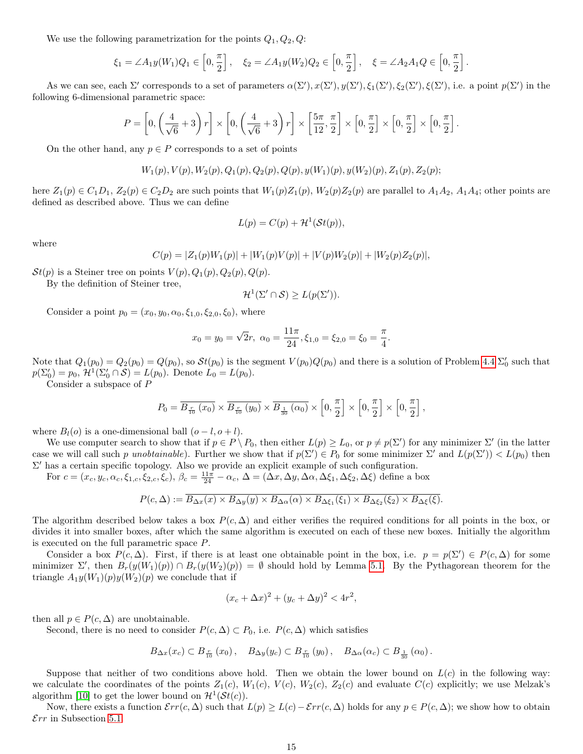We use the following parametrization for the points $Q_1, Q_2, Q$:

$$\xi_1 = \angle A_1 y(W_1) Q_1 \in \left[0, \frac{\pi}{2}\right], \quad \xi_2 = \angle A_1 y(W_2) Q_2 \in \left[0, \frac{\pi}{2}\right], \quad \xi = \angle A_2 A_1 Q \in \left[0, \frac{\pi}{2}\right].$$

As we can see, each $\Sigma'$ corresponds to a set of parameters $\alpha(\Sigma'), x(\Sigma'), y(\Sigma'), \xi_1(\Sigma'), \xi_2(\Sigma'), \xi(\Sigma')$, i.e. a point $p(\Sigma')$ in the following 6-dimensional parametric space:

$$P = \left[0, \left(\frac{4}{\sqrt{6}} + 3\right) r\right] \times \left[0, \left(\frac{4}{\sqrt{6}} + 3\right) r\right] \times \left[\frac{5\pi}{12}, \frac{\pi}{2}\right] \times \left[0, \frac{\pi}{2}\right] \times \left[0, \frac{\pi}{2}\right] \times \left[0, \frac{\pi}{2}\right].$$

On the other hand, any $p \in P$ corresponds to a set of points

$$W_1(p), V(p), W_2(p), Q_1(p), Q_2(p), Q(p), y(W_1)(p), y(W_2)(p), Z_1(p), Z_2(p);$$

here $Z_1(p) \in C_1D_1$, $Z_2(p) \in C_2D_2$ are such points that $W_1(p)Z_1(p)$, $W_2(p)Z_2(p)$ are parallel to $A_1A_2$, $A_1A_4$; other points are defined as described above. Thus we can define

$$L(p) = C(p) + \mathcal{H}^1(\mathcal{S}t(p)),$$

where

$$C(p) = |Z_1(p)W_1(p)| + |W_1(p)V(p)| + |V(p)W_2(p)| + |W_2(p)Z_2(p)|,$$

$\mathcal{S}t(p)$ is a Steiner tree on points $V(p), Q_1(p), Q_2(p), Q(p)$.

By the definition of Steiner tree,

$$\mathcal{H}^1(\Sigma' \cap \mathcal{S}) \geq L(p(\Sigma')).$$

Consider a point $p_0 = (x_0, y_0, \alpha_0, \xi_{1,0}, \xi_{2,0}, \xi_0)$, where

$$x_0 = y_0 = \sqrt{2}r, \ \alpha_0 = \frac{11\pi}{24}, \xi_{1,0} = \xi_{2,0} = \xi_0 = \frac{\pi}{4}.$$

Note that $Q_1(p_0) = Q_2(p_0) = Q(p_0)$, so $\mathcal{S}t(p_0)$ is the segment $V(p_0)Q(p_0)$ and there is a solution of Problem 4.4 $\Sigma_0'$ such that $p(\Sigma_0') = p_0$, $\mathcal{H}^1(\Sigma_0' \cap \mathcal{S}) = L(p_0)$. Denote $L_0 = L(p_0)$.

Consider a subspace of $P$

$$P_0 = \overline{B_{\frac{r}{10}}(x_0)} \times \overline{B_{\frac{r}{10}}(y_0)} \times \overline{B_{\frac{1}{30}}(\alpha_0)} \times \left[0, \frac{\pi}{2}\right] \times \left[0, \frac{\pi}{2}\right] \times \left[0, \frac{\pi}{2}\right],$$

where $B_l(o)$ is a one-dimensional ball $(o - l, o + l)$.

We use computer search to show that if $p \in P \setminus P_0$, then either $L(p) \geq L_0$, or $p \neq p(\Sigma')$ for any minimizer $\Sigma'$ (in the latter case we will call such $p$ *unobtainable*). Further we show that if $p(\Sigma') \in P_0$ for some minimizer $\Sigma'$ and $L(p(\Sigma')) < L(p_0)$ then $\Sigma'$ has a certain specific topology. Also we provide an explicit example of such configuration.

For $c = (x_c, y_c, \alpha_c, \xi_{1,c}, \xi_{2,c}, \xi_c)$, $\beta_c = \frac{11\pi}{24} - \alpha_c$, $\Delta = (\Delta x, \Delta y, \Delta\alpha, \Delta\xi_1, \Delta\xi_2, \Delta\xi)$ define a box

$$P(c, \Delta) := \overline{B_{\Delta x}(x) \times B_{\Delta y}(y) \times B_{\Delta\alpha}(\alpha) \times B_{\Delta\xi_1}(\xi_1) \times B_{\Delta\xi_2}(\xi_2) \times B_{\Delta\xi}(\xi)}.$$

The algorithm described below takes a box $P(c, \Delta)$ and either verifies the required conditions for all points in the box, or divides it into smaller boxes, after which the same algorithm is executed on each of these new boxes. Initially the algorithm is executed on the full parametric space $P$.

Consider a box $P(c, \Delta)$. First, if there is at least one obtainable point in the box, i.e. $p = p(\Sigma') \in P(c, \Delta)$ for some minimizer $\Sigma'$, then $B_r(y(W_1)(p)) \cap B_r(y(W_2)(p)) = \emptyset$ should hold by Lemma 5.1. By the Pythagorean theorem for the triangle $A_1 y(W_1)(p) y(W_2)(p)$ we conclude that if

$$(x_c + \Delta x)^2 + (y_c + \Delta y)^2 < 4r^2,$$

then all $p \in P(c, \Delta)$ are unobtainable.

Second, there is no need to consider $P(c, \Delta) \subset P_0$, i.e. $P(c, \Delta)$ which satisfies

$$B_{\Delta x}(x_c) \subset B_{\frac{r}{10}}(x_0), \quad B_{\Delta y}(y_c) \subset B_{\frac{r}{10}}(y_0), \quad B_{\Delta\alpha}(\alpha_c) \subset B_{\frac{1}{30}}(\alpha_0).$$

Suppose that neither of two conditions above hold. Then we obtain the lower bound on $L(c)$ in the following way: we calculate the coordinates of the points $Z_1(c)$, $W_1(c)$, $V(c)$, $W_2(c)$, $Z_2(c)$ and evaluate $C(c)$ explicitly; we use Melzak's algorithm [10] to get the lower bound on $\mathcal{H}^1(\mathcal{S}t(c))$.

Now, there exists a function $\mathcal{E}rr(c, \Delta)$ such that $L(p) \geq L(c) - \mathcal{E}rr(c, \Delta)$ holds for any $p \in P(c, \Delta)$; we show how to obtain $\mathcal{E}rr$ in Subsection 5.1.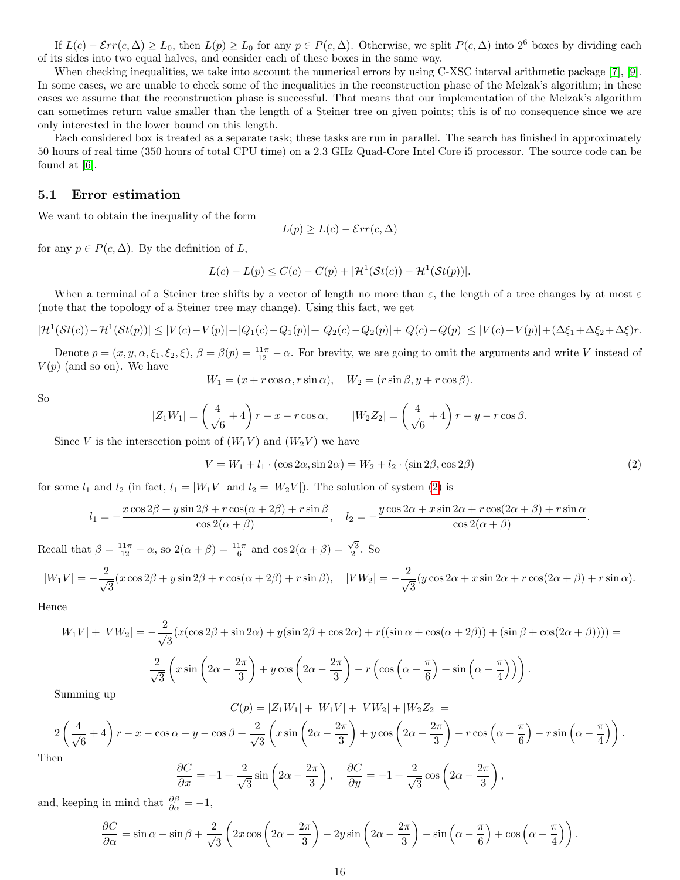If $L(c) - \mathcal{E}rr(c, \Delta) \geq L_0$, then $L(p) \geq L_0$ for any $p \in P(c, \Delta)$. Otherwise, we split $P(c, \Delta)$ into $2^6$ boxes by dividing each of its sides into two equal halves, and consider each of these boxes in the same way.

When checking inequalities, we take into account the numerical errors by using C-XSC interval arithmetic package [7], [9]. In some cases, we are unable to check some of the inequalities in the reconstruction phase of the Melzak's algorithm; in these cases we assume that the reconstruction phase is successful. That means that our implementation of the Melzak's algorithm can sometimes return value smaller than the length of a Steiner tree on given points; this is of no consequence since we are only interested in the lower bound on this length.

Each considered box is treated as a separate task; these tasks are run in parallel. The search has finished in approximately 50 hours of real time (350 hours of total CPU time) on a 2.3 GHz Quad-Core Intel Core i5 processor. The source code can be found at [6].

## 5.1 Error estimation

We want to obtain the inequality of the form

$$L(p) \geq L(c) - \mathcal{E}rr(c, \Delta)$$

for any $p \in P(c, \Delta)$. By the definition of $L$,

$$L(c) - L(p) \leq C(c) - C(p) + |\mathcal{H}^1(\mathcal{S}t(c)) - \mathcal{H}^1(\mathcal{S}t(p))|.$$

When a terminal of a Steiner tree shifts by a vector of length no more than $\varepsilon$, the length of a tree changes by at most $\varepsilon$ (note that the topology of a Steiner tree may change). Using this fact, we get

$$|\mathcal{H}^1(\mathcal{S}t(c)) - \mathcal{H}^1(\mathcal{S}t(p))| \leq |V(c) - V(p)| + |Q_1(c) - Q_1(p)| + |Q_2(c) - Q_2(p)| + |Q(c) - Q(p)| \leq |V(c) - V(p)| + (\Delta\xi_1 + \Delta\xi_2 + \Delta\xi)r.$$

Denote $p = (x, y, \alpha, \xi_1, \xi_2, \xi)$, $\beta = \beta(p) = \frac{11\pi}{12} - \alpha$. For brevity, we are going to omit the arguments and write $V$ instead of $V(p)$ (and so on). We have

$$W_1 = (x + r\cos\alpha, r\sin\alpha), \quad W_2 = (r\sin\beta, y + r\cos\beta).$$

So

$$|Z_1W_1| = \left(\frac{4}{\sqrt{6}} + 4\right)r - x - r\cos\alpha, \qquad |W_2Z_2| = \left(\frac{4}{\sqrt{6}} + 4\right)r - y - r\cos\beta.$$

Since $V$ is the intersection point of $(W_1V)$ and $(W_2V)$ we have

$$V = W_1 + l_1 \cdot (\cos 2\alpha, \sin 2\alpha) = W_2 + l_2 \cdot (\sin 2\beta, \cos 2\beta) \tag{2}$$

for some $l_1$ and $l_2$ (in fact, $l_1 = |W_1V|$ and $l_2 = |W_2V|$). The solution of system (2) is

$$l_1 = -\frac{x\cos 2\beta + y\sin 2\beta + r\cos(\alpha + 2\beta) + r\sin\beta}{\cos 2(\alpha+\beta)}, \quad l_2 = -\frac{y\cos 2\alpha + x\sin 2\alpha + r\cos(2\alpha + \beta) + r\sin\alpha}{\cos 2(\alpha+\beta)}.$$

Recall that $\beta = \frac{11\pi}{12} - \alpha$, so $2(\alpha + \beta) = \frac{11\pi}{6}$ and $\cos 2(\alpha+\beta) = \frac{\sqrt{3}}{2}$. So

$$|W_1V| = -\frac{2}{\sqrt{3}}(x\cos 2\beta + y\sin 2\beta + r\cos(\alpha + 2\beta) + r\sin\beta), \quad |VW_2| = -\frac{2}{\sqrt{3}}(y\cos 2\alpha + x\sin 2\alpha + r\cos(2\alpha+\beta) + r\sin\alpha).$$

Hence

$$|W_1V| + |VW_2| = -\frac{2}{\sqrt{3}}(x(\cos 2\beta + \sin 2\alpha) + y(\sin 2\beta + \cos 2\alpha) + r((\sin\alpha + \cos(\alpha + 2\beta)) + (\sin\beta + \cos(2\alpha + \beta)))) =$$

$$\frac{2}{\sqrt{3}}\left(x\sin\left(2\alpha - \frac{2\pi}{3}\right) + y\cos\left(2\alpha - \frac{2\pi}{3}\right) - r\left(\cos\left(\alpha - \frac{\pi}{6}\right) + \sin\left(\alpha - \frac{\pi}{4}\right)\right)\right).$$

Summing up

$$C(p) = |Z_1W_1| + |W_1V| + |VW_2| + |W_2Z_2| =$$

$$2\left(\frac{4}{\sqrt{6}} + 4\right)r - x - \cos\alpha - y - \cos\beta + \frac{2}{\sqrt{3}}\left(x\sin\left(2\alpha - \frac{2\pi}{3}\right) + y\cos\left(2\alpha - \frac{2\pi}{3}\right) - r\cos\left(\alpha - \frac{\pi}{6}\right) - r\sin\left(\alpha - \frac{\pi}{4}\right)\right).$$

Then

$$\frac{\partial C}{\partial x} = -1 + \frac{2}{\sqrt{3}}\sin\left(2\alpha - \frac{2\pi}{3}\right), \quad \frac{\partial C}{\partial y} = -1 + \frac{2}{\sqrt{3}}\cos\left(2\alpha - \frac{2\pi}{3}\right),$$

and, keeping in mind that $\frac{\partial\beta}{\partial\alpha} = -1$,

$$\frac{\partial C}{\partial \alpha} = \sin\alpha - \sin\beta + \frac{2}{\sqrt{3}}\left(2x\cos\left(2\alpha - \frac{2\pi}{3}\right) - 2y\sin\left(2\alpha - \frac{2\pi}{3}\right) - \sin\left(\alpha - \frac{\pi}{6}\right) + \cos\left(\alpha - \frac{\pi}{4}\right)\right).$$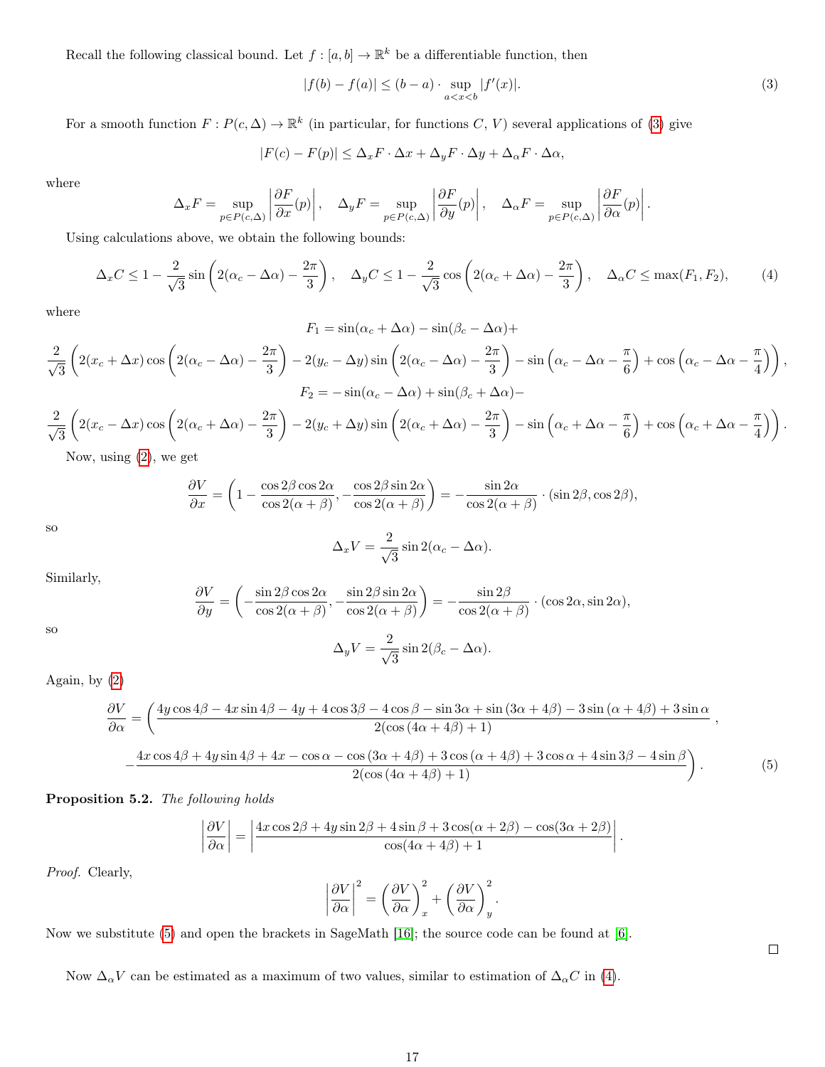Recall the following classical bound. Let $f : [a, b] \to \mathbb{R}^k$ be a differentiable function, then

$$|f(b) - f(a)| \leq (b - a) \cdot \sup_{a<x<b} |f'(x)|. \tag{3}$$

For a smooth function $F : P(c, \Delta) \to \mathbb{R}^k$ (in particular, for functions $C$, $V$) several applications of (3) give

$$|F(c) - F(p)| \leq \Delta_x F \cdot \Delta x + \Delta_y F \cdot \Delta y + \Delta_\alpha F \cdot \Delta\alpha,$$

where

$$\Delta_x F = \sup_{p \in P(c,\Delta)} \left| \frac{\partial F}{\partial x}(p) \right|, \quad \Delta_y F = \sup_{p \in P(c,\Delta)} \left| \frac{\partial F}{\partial y}(p) \right|, \quad \Delta_\alpha F = \sup_{p \in P(c,\Delta)} \left| \frac{\partial F}{\partial \alpha}(p) \right|.$$

Using calculations above, we obtain the following bounds:

$$\Delta_x C \leq 1 - \frac{2}{\sqrt{3}} \sin\left(2(\alpha_c - \Delta\alpha) - \frac{2\pi}{3}\right), \quad \Delta_y C \leq 1 - \frac{2}{\sqrt{3}} \cos\left(2(\alpha_c + \Delta\alpha) - \frac{2\pi}{3}\right), \quad \Delta_\alpha C \leq \max(F_1, F_2), \tag{4}$$

where

$$F_1 = \sin(\alpha_c + \Delta\alpha) - \sin(\beta_c - \Delta\alpha) +$$
$$\frac{2}{\sqrt{3}} \left( 2(x_c + \Delta x) \cos\left(2(\alpha_c - \Delta\alpha) - \frac{2\pi}{3}\right) - 2(y_c - \Delta y) \sin\left(2(\alpha_c - \Delta\alpha) - \frac{2\pi}{3}\right) - \sin\left(\alpha_c - \Delta\alpha - \frac{\pi}{6}\right) + \cos\left(\alpha_c - \Delta\alpha - \frac{\pi}{4}\right)\right),$$
$$F_2 = -\sin(\alpha_c - \Delta\alpha) + \sin(\beta_c + \Delta\alpha) -$$
$$\frac{2}{\sqrt{3}} \left( 2(x_c - \Delta x) \cos\left(2(\alpha_c + \Delta\alpha) - \frac{2\pi}{3}\right) - 2(y_c + \Delta y) \sin\left(2(\alpha_c + \Delta\alpha) - \frac{2\pi}{3}\right) - \sin\left(\alpha_c + \Delta\alpha - \frac{\pi}{6}\right) + \cos\left(\alpha_c + \Delta\alpha - \frac{\pi}{4}\right)\right).$$

Now, using (2), we get

$$\frac{\partial V}{\partial x} = \left(1 - \frac{\cos 2\beta \cos 2\alpha}{\cos 2(\alpha+\beta)}, -\frac{\cos 2\beta \sin 2\alpha}{\cos 2(\alpha+\beta)}\right) = -\frac{\sin 2\alpha}{\cos 2(\alpha+\beta)} \cdot (\sin 2\beta, \cos 2\beta),$$

so

$$\Delta_x V = \frac{2}{\sqrt{3}} \sin 2(\alpha_c - \Delta\alpha).$$

Similarly,

$$\frac{\partial V}{\partial y} = \left(-\frac{\sin 2\beta \cos 2\alpha}{\cos 2(\alpha+\beta)}, -\frac{\sin 2\beta \sin 2\alpha}{\cos 2(\alpha+\beta)}\right) = -\frac{\sin 2\beta}{\cos 2(\alpha+\beta)} \cdot (\cos 2\alpha, \sin 2\alpha),$$

so

$$\Delta_y V = \frac{2}{\sqrt{3}} \sin 2(\beta_c - \Delta\alpha).$$

Again, by (2)

$$\frac{\partial V}{\partial \alpha} = \left( \frac{4y\cos 4\beta - 4x \sin 4\beta - 4y + 4\cos 3\beta - 4\cos\beta - \sin 3\alpha + \sin(3\alpha + 4\beta) - 3\sin(\alpha + 4\beta) + 3\sin\alpha}{2(\cos(4\alpha + 4\beta) + 1)}, \right.$$
$$\left. -\frac{4x\cos 4\beta + 4y\sin 4\beta + 4x - \cos\alpha - \cos(3\alpha + 4\beta) + 3\cos(\alpha + 4\beta) + 3\cos\alpha + 4\sin 3\beta - 4\sin\beta}{2(\cos(4\alpha + 4\beta) + 1)} \right). \tag{5}$$

**Proposition 5.2.** *The following holds*

$$\left|\frac{\partial V}{\partial \alpha}\right| = \left| \frac{4x\cos 2\beta + 4y \sin 2\beta + 4\sin\beta + 3\cos(\alpha + 2\beta) - \cos(3\alpha + 2\beta)}{\cos(4\alpha + 4\beta) + 1} \right|.$$

*Proof.* Clearly,

$$\left|\frac{\partial V}{\partial \alpha}\right|^2 = \left(\frac{\partial V}{\partial \alpha}\right)_x^2 + \left(\frac{\partial V}{\partial \alpha}\right)_y^2.$$

Now we substitute (5) and open the brackets in SageMath [16]; the source code can be found at [6]. ☐

Now $\Delta_\alpha V$ can be estimated as a maximum of two values, similar to estimation of $\Delta_\alpha C$ in (4).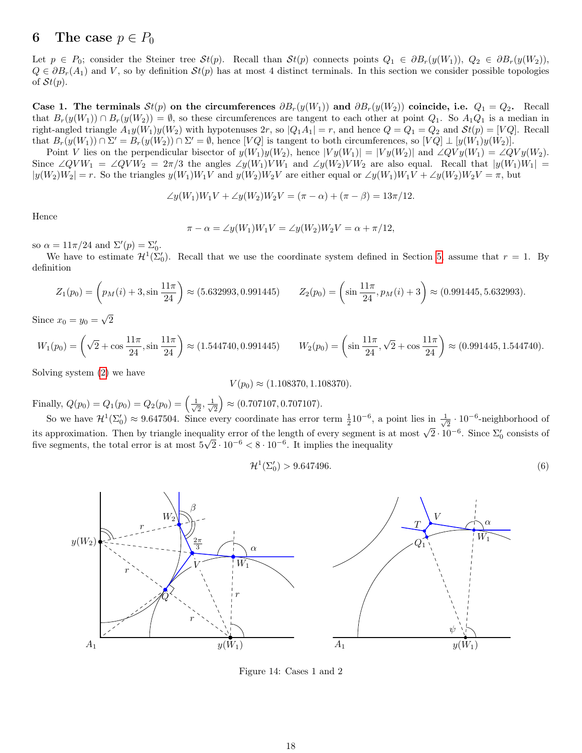# 6 The case $p \in P_0$

Let $p \in P_0$; consider the Steiner tree $\mathcal{S}t(p)$. Recall than $\mathcal{S}t(p)$ connects points $Q_1 \in \partial B_r(y(W_1))$, $Q_2 \in \partial B_r(y(W_2))$, $Q \in \partial B_r(A_1)$ and $V$, so by definition $\mathcal{S}t(p)$ has at most 4 distinct terminals. In this section we consider possible topologies of $\mathcal{S}t(p)$.

**Case 1. The terminals $\mathcal{S}t(p)$ on the circumferences $\partial B_r(y(W_1))$ and $\partial B_r(y(W_2))$ coincide, i.e. $Q_1 = Q_2$.** Recall that $B_r(y(W_1)) \cap B_r(y(W_2)) = \emptyset$, so these circumferences are tangent to each other at point $Q_1$. So $A_1Q_1$ is a median in right-angled triangle $A_1y(W_1)y(W_2)$ with hypotenuses $2r$, so $|Q_1A_1| = r$, and hence $Q = Q_1 = Q_2$ and $\mathcal{S}t(p) = [VQ]$. Recall that $B_r(y(W_1)) \cap \Sigma' = B_r(y(W_2)) \cap \Sigma' = \emptyset$, hence $[VQ]$ is tangent to both circumferences, so $[VQ] \perp [y(W_1)y(W_2)]$.

Point $V$ lies on the perpendicular bisector of $y(W_1)y(W_2)$, hence $|Vy(W_1)| = |Vy(W_2)|$ and $\angle QVy(W_1) = \angle QVy(W_2)$. Since $\angle QVW_1 = \angle QVW_2 = 2\pi/3$ the angles $\angle y(W_1)VW_1$ and $\angle y(W_2)VW_2$ are also equal. Recall that $|y(W_1)W_1| = |y(W_2)W_2| = r$. So the triangles $y(W_1)W_1V$ and $y(W_2)W_2V$ are either equal or $\angle y(W_1)W_1V + \angle y(W_2)W_2V = \pi$, but

$$\angle y(W_1)W_1V + \angle y(W_2)W_2V = (\pi - \alpha) + (\pi - \beta) = 13\pi/12.$$

Hence

$$\pi - \alpha = \angle y(W_1)W_1V = \angle y(W_2)W_2V = \alpha + \pi/12,$$

so $\alpha = 11\pi/24$ and $\Sigma'(p) = \Sigma'_0$.

We have to estimate $\mathcal{H}^1(\Sigma'_0)$. Recall that we use the coordinate system defined in Section 5, assume that $r = 1$. By definition

$$Z_1(p_0) = \left(p_M(i) + 3, \sin\frac{11\pi}{24}\right) \approx (5.632993, 0.991445) \qquad Z_2(p_0) = \left(\sin\frac{11\pi}{24}, p_M(i) + 3\right) \approx (0.991445, 5.632993).$$

Since $x_0 = y_0 = \sqrt{2}$

$$W_1(p_0) = \left(\sqrt{2} + \cos\frac{11\pi}{24}, \sin\frac{11\pi}{24}\right) \approx (1.544740, 0.991445) \qquad W_2(p_0) = \left(\sin\frac{11\pi}{24}, \sqrt{2} + \cos\frac{11\pi}{24}\right) \approx (0.991445, 1.544740).$$

Solving system (2) we have

$$V(p_0) \approx (1.108370, 1.108370).$$

Finally, $Q(p_0) = Q_1(p_0) = Q_2(p_0) = \left(\frac{1}{\sqrt{2}}, \frac{1}{\sqrt{2}}\right) \approx (0.707107, 0.707107)$.

So we have $\mathcal{H}^1(\Sigma'_0) \approx 9.647504$. Since every coordinate has error term $\frac{1}{2}10^{-6}$, a point lies in $\frac{1}{\sqrt{2}} \cdot 10^{-6}$-neighborhood of its approximation. Then by triangle inequality error of the length of every segment is at most $\sqrt{2} \cdot 10^{-6}$. Since $\Sigma'_0$ consists of five segments, the total error is at most $5\sqrt{2} \cdot 10^{-6} < 8 \cdot 10^{-6}$. It implies the inequality

$$\mathcal{H}^1(\Sigma'_0) > 9.647496. \tag{6}$$

Figure 14: Cases 1 and 2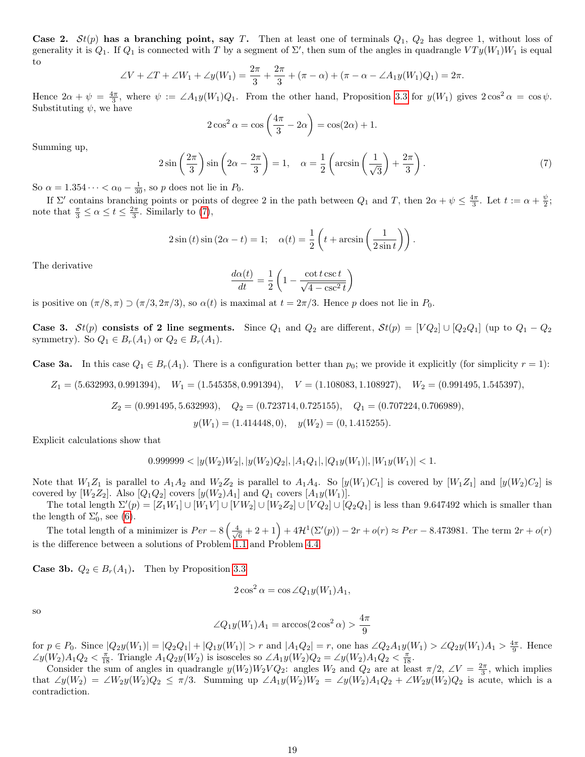**Case 2. $\mathcal{S}t(p)$ has a branching point, say $T$.** Then at least one of terminals $Q_1$, $Q_2$ has degree 1, without loss of generality it is $Q_1$. If $Q_1$ is connected with $T$ by a segment of $\Sigma'$, then sum of the angles in quadrangle $VTy(W_1)W_1$ is equal to

$$\angle V + \angle T + \angle W_1 + \angle y(W_1) = \frac{2\pi}{3} + \frac{2\pi}{3} + (\pi - \alpha) + (\pi - \alpha - \angle A_1 y(W_1) Q_1) = 2\pi.$$

Hence $2\alpha + \psi = \frac{4\pi}{3}$, where $\psi := \angle A_1 y(W_1) Q_1$. From the other hand, Proposition 3.3 for $y(W_1)$ gives $2\cos^2\alpha = \cos\psi$. Substituting $\psi$, we have

$$2\cos^2\alpha = \cos\left(\frac{4\pi}{3} - 2\alpha\right) = \cos(2\alpha) + 1.$$

Summing up,

$$2\sin\left(\frac{2\pi}{3}\right)\sin\left(2\alpha - \frac{2\pi}{3}\right) = 1, \quad \alpha = \frac{1}{2}\left(\arcsin\left(\frac{1}{\sqrt{3}}\right) + \frac{2\pi}{3}\right). \tag{7}$$

So $\alpha = 1.354\dots < \alpha_0 - \frac{1}{30}$, so $p$ does not lie in $P_0$.

If $\Sigma'$ contains branching points or points of degree 2 in the path between $Q_1$ and $T$, then $2\alpha + \psi \le \frac{4\pi}{3}$. Let $t := \alpha + \frac{\psi}{2}$; note that $\frac{\pi}{3} \le \alpha \le t \le \frac{2\pi}{3}$. Similarly to (7),

$$2\sin(t)\sin(2\alpha - t) = 1; \quad \alpha(t) = \frac{1}{2}\left(t + \arcsin\left(\frac{1}{2\sin t}\right)\right).$$

The derivative

$$\frac{d\alpha(t)}{dt} = \frac{1}{2}\left(1 - \frac{\cot t \csc t}{\sqrt{4 - \csc^2 t}}\right)$$

is positive on $(\pi/8, \pi) \supset (\pi/3, 2\pi/3)$, so $\alpha(t)$ is maximal at $t = 2\pi/3$. Hence $p$ does not lie in $P_0$.

**Case 3. $\mathcal{S}t(p)$ consists of 2 line segments.** Since $Q_1$ and $Q_2$ are different, $\mathcal{S}t(p) = [VQ_2] \cup [Q_2Q_1]$ (up to $Q_1 - Q_2$ symmetry). So $Q_1 \in B_r(A_1)$ or $Q_2 \in B_r(A_1)$.

**Case 3a.** In this case $Q_1 \in B_r(A_1)$. There is a configuration better than $p_0$; we provide it explicitly (for simplicity $r = 1$):

$$Z_1 = (5.632993, 0.991394), \quad W_1 = (1.545358, 0.991394), \quad V = (1.108083, 1.108927), \quad W_2 = (0.991495, 1.545397),$$

$$Z_2 = (0.991495, 5.632993), \quad Q_2 = (0.723714, 0.725155), \quad Q_1 = (0.707224, 0.706989),$$

$$y(W_1) = (1.414448, 0), \quad y(W_2) = (0, 1.415255).$$

Explicit calculations show that

$$0.999999 < |y(W_2)W_2|, |y(W_2)Q_2|, |A_1Q_1|, |Q_1 y(W_1)|, |W_1 y(W_1)| < 1.$$

Note that $W_1Z_1$ is parallel to $A_1A_2$ and $W_2Z_2$ is parallel to $A_1A_4$. So $[y(W_1)C_1]$ is covered by $[W_1Z_1]$ and $[y(W_2)C_2]$ is covered by $[W_2Z_2]$. Also $[Q_1Q_2]$ covers $[y(W_2)A_1]$ and $Q_1$ covers $[A_1 y(W_1)]$.

The total length $\Sigma'(p) = [Z_1W_1] \cup [W_1V] \cup [VW_2] \cup [W_2Z_2] \cup [VQ_2] \cup [Q_2Q_1]$ is less than 9.647492 which is smaller than the length of $\Sigma'_0$, see (6).

The total length of a minimizer is $Per - 8\left(\frac{4}{\sqrt{6}} + 2 + 1\right) + 4\mathcal{H}^1(\Sigma'(p)) - 2r + o(r) \approx Per - 8.473981$. The term $2r + o(r)$ is the difference between a solutions of Problem 1.1 and Problem 4.4.

**Case 3b.** $Q_2 \in B_r(A_1)$. Then by Proposition 3.3

$$2\cos^2\alpha = \cos\angle Q_1 y(W_1) A_1,$$

so

$$\angle Q_1 y(W_1) A_1 = \arccos(2\cos^2\alpha) > \frac{4\pi}{9}$$

for $p \in P_0$. Since $|Q_2 y(W_1)| = |Q_2Q_1| + |Q_1 y(W_1)| > r$ and $|A_1Q_2| = r$, one has $\angle Q_2 A_1 y(W_1) > \angle Q_2 y(W_1) A_1 > \frac{4\pi}{9}$. Hence $\angle y(W_2) A_1 Q_2 < \frac{\pi}{18}$. Triangle $A_1Q_2y(W_2)$ is isosceles so $\angle A_1 y(W_2) Q_2 = \angle y(W_2) A_1 Q_2 < \frac{\pi}{18}$.

Consider the sum of angles in quadrangle $y(W_2)W_2VQ_2$: angles $W_2$ and $Q_2$ are at least $\pi/2$, $\angle V = \frac{2\pi}{3}$, which implies that $\angle y(W_2) = \angle W_2 y(W_2) Q_2 \le \pi/3$. Summing up $\angle A_1 y(W_2) W_2 = \angle y(W_2) A_1 Q_2 + \angle W_2 y(W_2) Q_2$ is acute, which is a contradiction.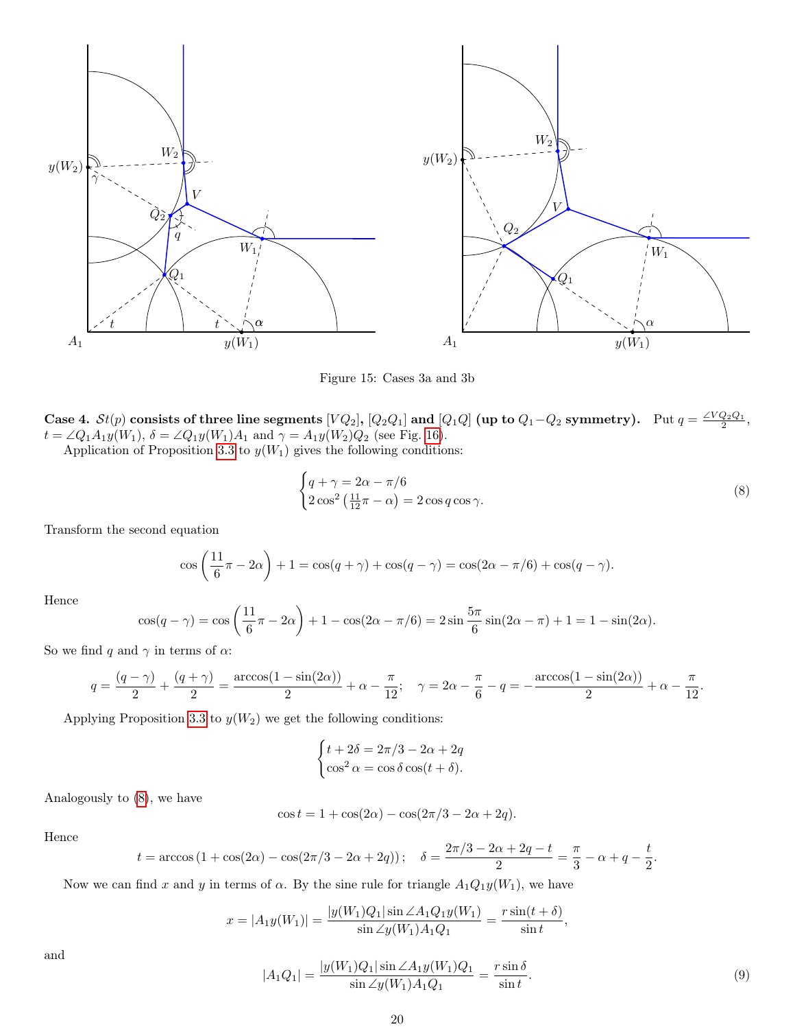Figure 15: Cases 3a and 3b

**Case 4. $\mathcal{S}t(p)$ consists of three line segments $[VQ_2]$, $[Q_2Q_1]$ and $[Q_1Q]$ (up to $Q_1$–$Q_2$ symmetry).** Put $q = \frac{\angle VQ_2Q_1}{2}$, $t = \angle Q_1A_1y(W_1)$, $\delta = \angle Q_1y(W_1)A_1$ and $\gamma = A_1y(W_2)Q_2$ (see Fig. 16).

Application of Proposition 3.3 to $y(W_1)$ gives the following conditions:

$$\begin{cases} q + \gamma = 2\alpha - \pi/6 \\ 2\cos^2\left(\frac{11}{12}\pi - \alpha\right) = 2\cos q \cos\gamma. \end{cases} \tag{8}$$

Transform the second equation

$$\cos\left(\frac{11}{6}\pi - 2\alpha\right) + 1 = \cos(q+\gamma) + \cos(q-\gamma) = \cos(2\alpha - \pi/6) + \cos(q-\gamma).$$

Hence

$$\cos(q-\gamma) = \cos\left(\frac{11}{6}\pi - 2\alpha\right) + 1 - \cos(2\alpha - \pi/6) = 2\sin\frac{5\pi}{6}\sin(2\alpha - \pi) + 1 = 1 - \sin(2\alpha).$$

So we find $q$ and $\gamma$ in terms of $\alpha$:

$$q = \frac{(q-\gamma)}{2} + \frac{(q+\gamma)}{2} = \frac{\arccos(1-\sin(2\alpha))}{2} + \alpha - \frac{\pi}{12}; \quad \gamma = 2\alpha - \frac{\pi}{6} - q = -\frac{\arccos(1-\sin(2\alpha))}{2} + \alpha - \frac{\pi}{12}.$$

Applying Proposition 3.3 to $y(W_2)$ we get the following conditions:

$$\begin{cases} t + 2\delta = 2\pi/3 - 2\alpha + 2q \\ \cos^2\alpha = \cos\delta\cos(t+\delta). \end{cases}$$

Analogously to (8), we have

$$\cos t = 1 + \cos(2\alpha) - \cos(2\pi/3 - 2\alpha + 2q).$$

Hence

$$t = \arccos\left(1 + \cos(2\alpha) - \cos(2\pi/3 - 2\alpha + 2q)\right); \quad \delta = \frac{2\pi/3 - 2\alpha + 2q - t}{2} = \frac{\pi}{3} - \alpha + q - \frac{t}{2}.$$

Now we can find $x$ and $y$ in terms of $\alpha$. By the sine rule for triangle $A_1Q_1y(W_1)$, we have

$$x = |A_1y(W_1)| = \frac{|y(W_1)Q_1|\sin\angle A_1Q_1y(W_1)}{\sin\angle y(W_1)A_1Q_1} = \frac{r\sin(t+\delta)}{\sin t},$$

and

$$|A_1Q_1| = \frac{|y(W_1)Q_1|\sin\angle A_1y(W_1)Q_1}{\sin\angle y(W_1)A_1Q_1} = \frac{r\sin\delta}{\sin t}. \tag{9}$$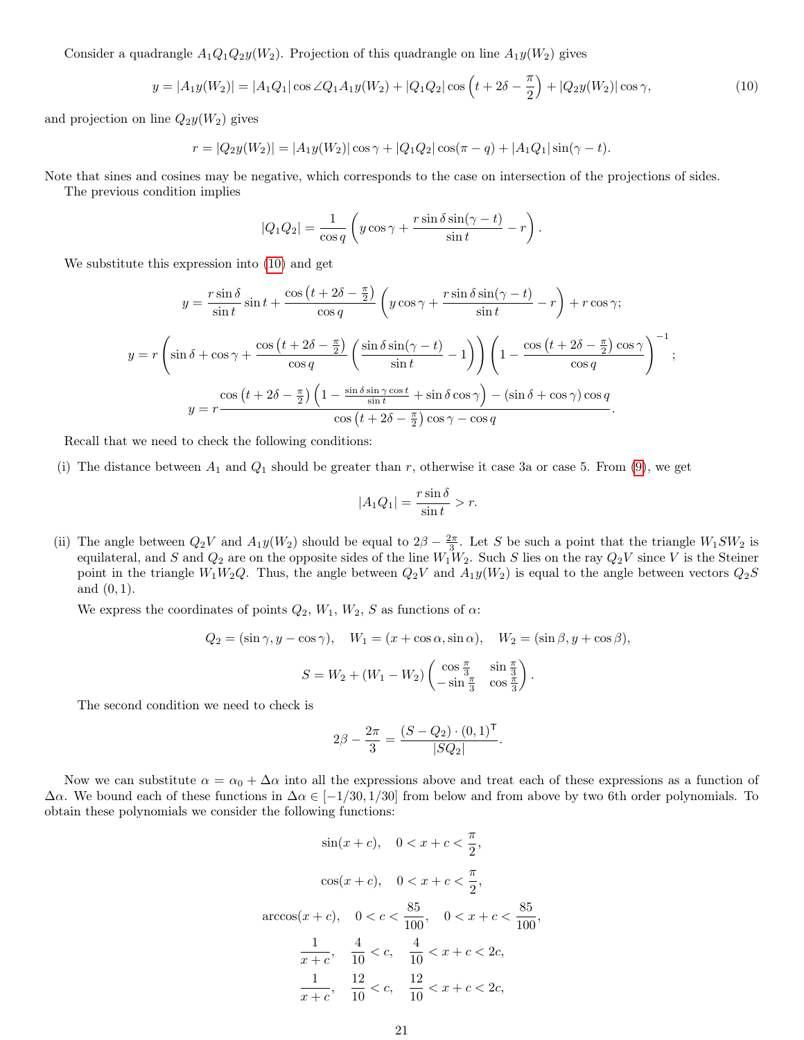Consider a quadrangle $A_1Q_1Q_2y(W_2)$. Projection of this quadrangle on line $A_1y(W_2)$ gives

$$y = |A_1y(W_2)| = |A_1Q_1|\cos\angle Q_1A_1y(W_2) + |Q_1Q_2|\cos\left(t + 2\delta - \frac{\pi}{2}\right) + |Q_2y(W_2)|\cos\gamma, \tag{10}$$

and projection on line $Q_2y(W_2)$ gives

$$r = |Q_2y(W_2)| = |A_1y(W_2)|\cos\gamma + |Q_1Q_2|\cos(\pi - q) + |A_1Q_1|\sin(\gamma - t).$$

Note that sines and cosines may be negative, which corresponds to the case on intersection of the projections of sides.

The previous condition implies

$$|Q_1Q_2| = \frac{1}{\cos q}\left(y\cos\gamma + \frac{r\sin\delta\sin(\gamma - t)}{\sin t} - r\right).$$

We substitute this expression into (10) and get

$$y = \frac{r\sin\delta}{\sin t}\sin t + \frac{\cos\left(t + 2\delta - \frac{\pi}{2}\right)}{\cos q}\left(y\cos\gamma + \frac{r\sin\delta\sin(\gamma - t)}{\sin t} - r\right) + r\cos\gamma;$$

$$y = r\left(\sin\delta + \cos\gamma + \frac{\cos\left(t + 2\delta - \frac{\pi}{2}\right)}{\cos q}\left(\frac{\sin\delta\sin(\gamma - t)}{\sin t} - 1\right)\right)\left(1 - \frac{\cos\left(t + 2\delta - \frac{\pi}{2}\right)\cos\gamma}{\cos q}\right)^{-1};$$

$$y = r\frac{\cos\left(t + 2\delta - \frac{\pi}{2}\right)\left(1 - \frac{\sin\delta\sin\gamma\cos t}{\sin t} + \sin\delta\cos\gamma\right) - (\sin\delta + \cos\gamma)\cos q}{\cos\left(t + 2\delta - \frac{\pi}{2}\right)\cos\gamma - \cos q}.$$

Recall that we need to check the following conditions:

(i) The distance between $A_1$ and $Q_1$ should be greater than $r$, otherwise it case 3a or case 5. From (9), we get

$$|A_1Q_1| = \frac{r\sin\delta}{\sin t} > r.$$

(ii) The angle between $Q_2V$ and $A_1y(W_2)$ should be equal to $2\beta - \frac{2\pi}{3}$. Let $S$ be such a point that the triangle $W_1SW_2$ is equilateral, and $S$ and $Q_2$ are on the opposite sides of the line $W_1W_2$. Such $S$ lies on the ray $Q_2V$ since $V$ is the Steiner point in the triangle $W_1W_2Q$. Thus, the angle between $Q_2V$ and $A_1y(W_2)$ is equal to the angle between vectors $Q_2S$ and $(0,1)$.

We express the coordinates of points $Q_2$, $W_1$, $W_2$, $S$ as functions of $\alpha$:

$$Q_2 = (\sin\gamma, y - \cos\gamma), \quad W_1 = (x + \cos\alpha, \sin\alpha), \quad W_2 = (\sin\beta, y + \cos\beta),$$

$$S = W_2 + (W_1 - W_2)\begin{pmatrix}\cos\frac{\pi}{3} & \sin\frac{\pi}{3}\\ -\sin\frac{\pi}{3} & \cos\frac{\pi}{3}\end{pmatrix}.$$

The second condition we need to check is

$$2\beta - \frac{2\pi}{3} = \frac{(S - Q_2)\cdot(0,1)^{\mathsf{T}}}{|SQ_2|}.$$

Now we can substitute $\alpha = \alpha_0 + \Delta\alpha$ into all the expressions above and treat each of these expressions as a function of $\Delta\alpha$. We bound each of these functions in $\Delta\alpha \in [-1/30, 1/30]$ from below and from above by two 6th order polynomials. To obtain these polynomials we consider the following functions:

$$\sin(x + c), \quad 0 < x + c < \frac{\pi}{2},$$

$$\cos(x + c), \quad 0 < x + c < \frac{\pi}{2},$$

$$\arccos(x + c), \quad 0 < c < \frac{85}{100}, \quad 0 < x + c < \frac{85}{100},$$

$$\frac{1}{x + c}, \quad \frac{4}{10} < c, \quad \frac{4}{10} < x + c < 2c,$$

$$\frac{1}{x + c}, \quad \frac{12}{10} < c, \quad \frac{12}{10} < x + c < 2c,$$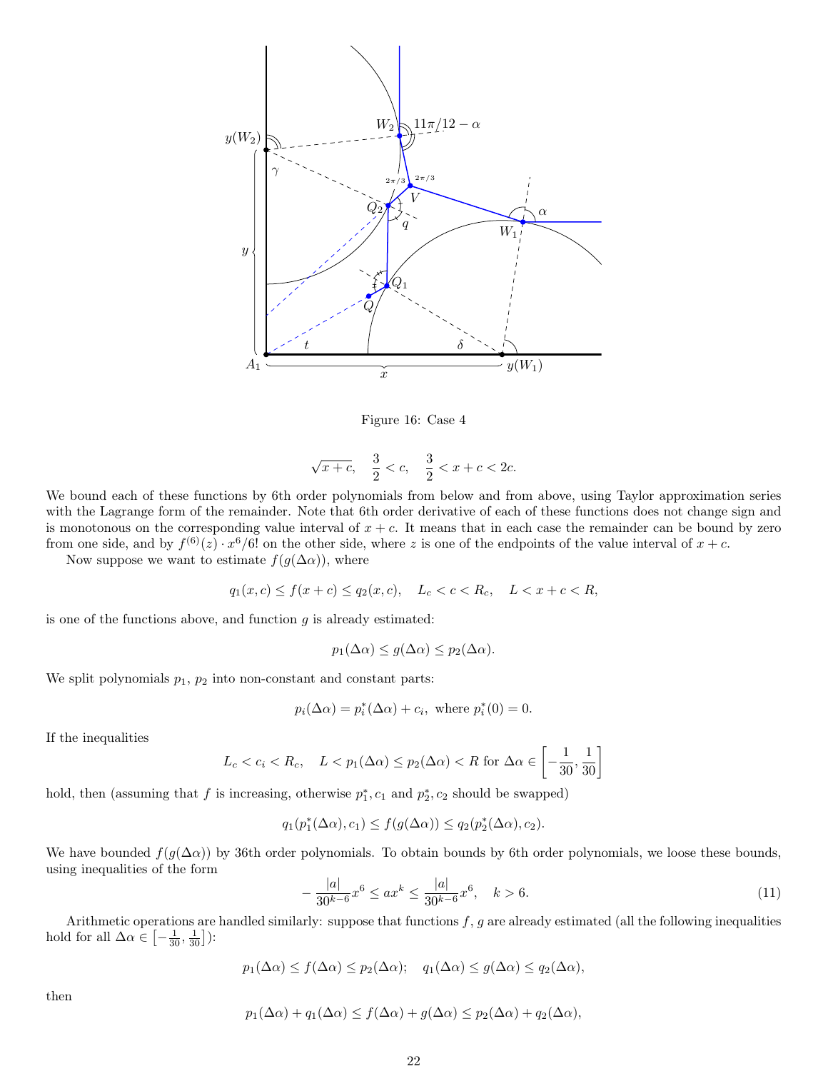Figure 16: Case 4

$$\sqrt{x+c}, \quad \frac{3}{2} < c, \quad \frac{3}{2} < x + c < 2c.$$

We bound each of these functions by 6th order polynomials from below and from above, using Taylor approximation series with the Lagrange form of the remainder. Note that 6th order derivative of each of these functions does not change sign and is monotonous on the corresponding value interval of $x + c$. It means that in each case the remainder can be bound by zero from one side, and by $f^{(6)}(z) \cdot x^6/6!$ on the other side, where $z$ is one of the endpoints of the value interval of $x + c$.

Now suppose we want to estimate $f(g(\Delta\alpha))$, where

$$q_1(x, c) \le f(x + c) \le q_2(x, c), \quad L_c < c < R_c, \quad L < x + c < R,$$

is one of the functions above, and function $g$ is already estimated:

$$p_1(\Delta\alpha) \le g(\Delta\alpha) \le p_2(\Delta\alpha).$$

We split polynomials $p_1$, $p_2$ into non-constant and constant parts:

$$p_i(\Delta\alpha) = p_i^*(\Delta\alpha) + c_i, \text{ where } p_i^*(0) = 0.$$

If the inequalities

$$L_c < c_i < R_c, \quad L < p_1(\Delta\alpha) \le p_2(\Delta\alpha) < R \text{ for } \Delta\alpha \in \left[-\frac{1}{30}, \frac{1}{30}\right]$$

hold, then (assuming that $f$ is increasing, otherwise $p_1^*, c_1$ and $p_2^*, c_2$ should be swapped)

$$q_1(p_1^*(\Delta\alpha), c_1) \le f(g(\Delta\alpha)) \le q_2(p_2^*(\Delta\alpha), c_2).$$

We have bounded $f(g(\Delta\alpha))$ by 36th order polynomials. To obtain bounds by 6th order polynomials, we loose these bounds, using inequalities of the form

$$-\frac{|a|}{30^{k-6}} x^6 \le a x^k \le \frac{|a|}{30^{k-6}} x^6, \quad k > 6. \tag{11}$$

Arithmetic operations are handled similarly: suppose that functions $f$, $g$ are already estimated (all the following inequalities hold for all $\Delta\alpha \in \left[-\frac{1}{30}, \frac{1}{30}\right]$):

$$p_1(\Delta\alpha) \le f(\Delta\alpha) \le p_2(\Delta\alpha); \quad q_1(\Delta\alpha) \le g(\Delta\alpha) \le q_2(\Delta\alpha),$$

then

$$p_1(\Delta\alpha) + q_1(\Delta\alpha) \le f(\Delta\alpha) + g(\Delta\alpha) \le p_2(\Delta\alpha) + q_2(\Delta\alpha),$$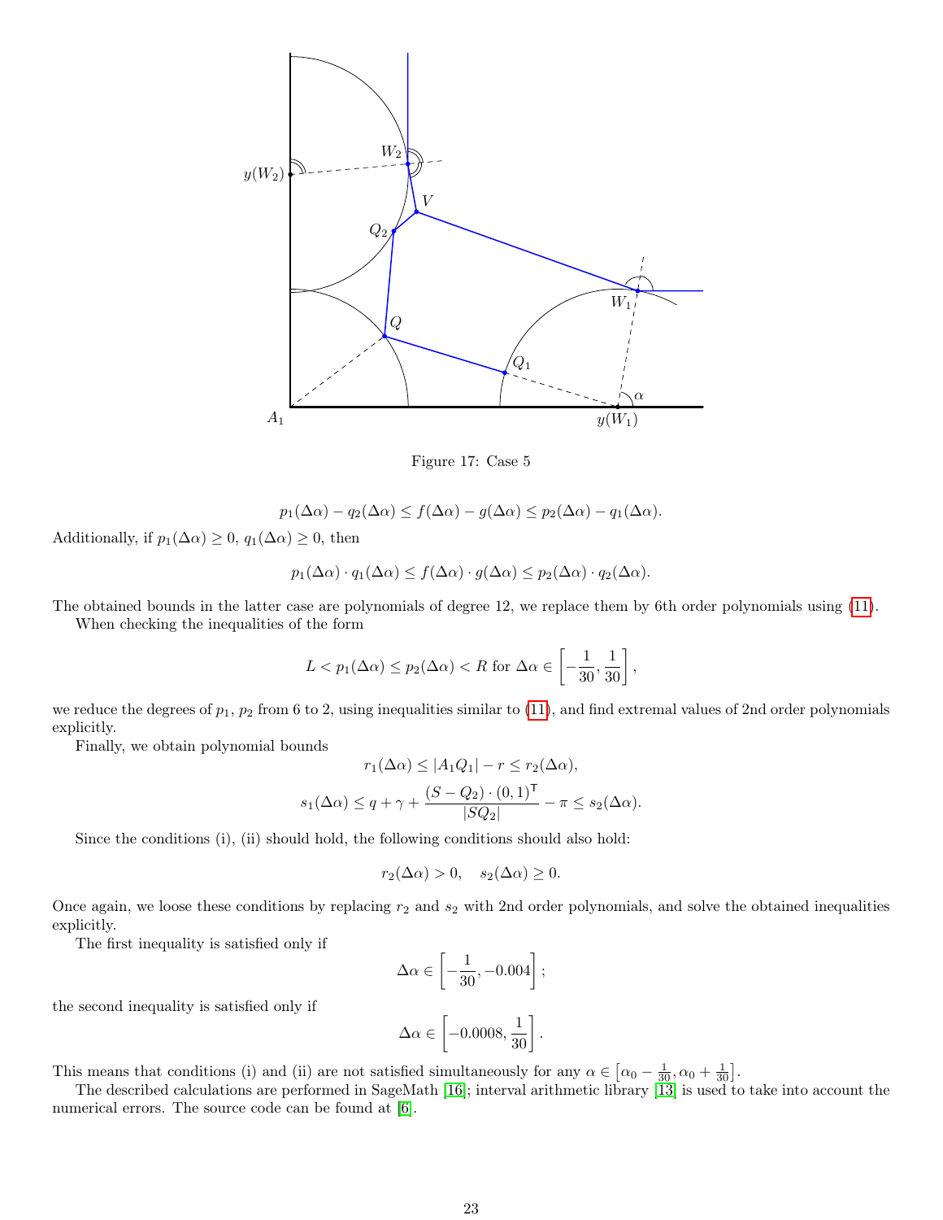Figure 17: Case 5

$$p_1(\Delta\alpha) - q_2(\Delta\alpha) \le f(\Delta\alpha) - g(\Delta\alpha) \le p_2(\Delta\alpha) - q_1(\Delta\alpha).$$

Additionally, if $p_1(\Delta\alpha) \ge 0$, $q_1(\Delta\alpha) \ge 0$, then

$$p_1(\Delta\alpha) \cdot q_1(\Delta\alpha) \le f(\Delta\alpha) \cdot g(\Delta\alpha) \le p_2(\Delta\alpha) \cdot q_2(\Delta\alpha).$$

The obtained bounds in the latter case are polynomials of degree 12, we replace them by 6th order polynomials using (11).

When checking the inequalities of the form

$$L < p_1(\Delta\alpha) \le p_2(\Delta\alpha) < R \text{ for } \Delta\alpha \in \left[-\frac{1}{30}, \frac{1}{30}\right],$$

we reduce the degrees of $p_1$, $p_2$ from 6 to 2, using inequalities similar to (11), and find extremal values of 2nd order polynomials explicitly.

Finally, we obtain polynomial bounds

$$r_1(\Delta\alpha) \le |A_1Q_1| - r \le r_2(\Delta\alpha),$$

$$s_1(\Delta\alpha) \le q + \gamma + \frac{(S - Q_2) \cdot (0,1)^{\mathsf{T}}}{|SQ_2|} - \pi \le s_2(\Delta\alpha).$$

Since the conditions (i), (ii) should hold, the following conditions should also hold:

$$r_2(\Delta\alpha) > 0, \quad s_2(\Delta\alpha) \ge 0.$$

Once again, we loose these conditions by replacing $r_2$ and $s_2$ with 2nd order polynomials, and solve the obtained inequalities explicitly.

The first inequality is satisfied only if

$$\Delta\alpha \in \left[-\frac{1}{30}, -0.004\right];$$

the second inequality is satisfied only if

$$\Delta\alpha \in \left[-0.0008, \frac{1}{30}\right].$$

This means that conditions (i) and (ii) are not satisfied simultaneously for any $\alpha \in \left[\alpha_0 - \frac{1}{30}, \alpha_0 + \frac{1}{30}\right]$.

The described calculations are performed in SageMath [16]; interval arithmetic library [13] is used to take into account the numerical errors. The source code can be found at [6].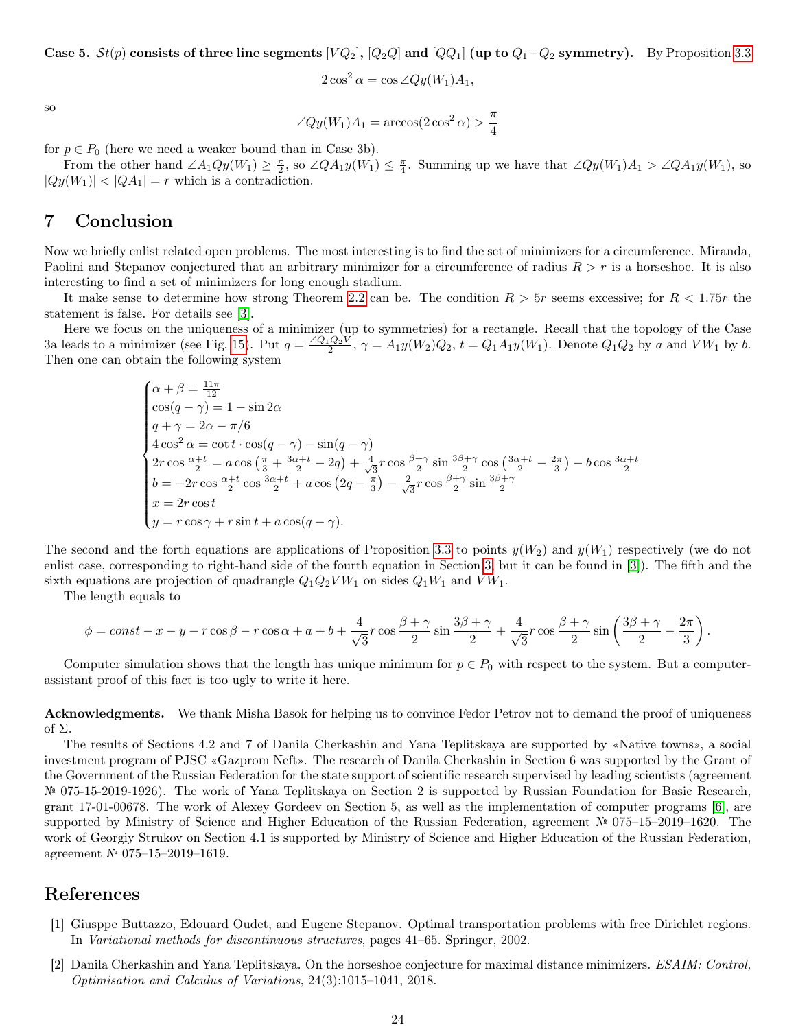**Case 5. $\mathcal{S}t(p)$ consists of three line segments $[VQ_2]$, $[Q_2Q]$ and $[QQ_1]$ (up to $Q_1$–$Q_2$ symmetry).** By Proposition 3.3

$$2\cos^2\alpha = \cos\angle Qy(W_1)A_1,$$

so

$$\angle Qy(W_1)A_1 = \arccos(2\cos^2\alpha) > \frac{\pi}{4}$$

for $p \in P_0$ (here we need a weaker bound than in Case 3b).

From the other hand $\angle A_1Qy(W_1) \geq \frac{\pi}{2}$, so $\angle QA_1y(W_1) \leq \frac{\pi}{4}$. Summing up we have that $\angle Qy(W_1)A_1 > \angle QA_1y(W_1)$, so $|Qy(W_1)| < |QA_1| = r$ which is a contradiction.

# 7 Conclusion

Now we briefly enlist related open problems. The most interesting is to find the set of minimizers for a circumference. Miranda, Paolini and Stepanov conjectured that an arbitrary minimizer for a circumference of radius $R > r$ is a horseshoe. It is also interesting to find a set of minimizers for long enough stadium.

It make sense to determine how strong Theorem 2.2 can be. The condition $R > 5r$ seems excessive; for $R < 1.75r$ the statement is false. For details see [3].

Here we focus on the uniqueness of a minimizer (up to symmetries) for a rectangle. Recall that the topology of the Case 3a leads to a minimizer (see Fig. 15). Put $q = \frac{\angle Q_1Q_2V}{2}$, $\gamma = A_1y(W_2)Q_2$, $t = Q_1A_1y(W_1)$. Denote $Q_1Q_2$ by $a$ and $VW_1$ by $b$. Then one can obtain the following system

$$\begin{cases}
\alpha + \beta = \frac{11\pi}{12} \\
\cos(q-\gamma) = 1 - \sin 2\alpha \\
q + \gamma = 2\alpha - \pi/6 \\
4\cos^2\alpha = \cot t \cdot \cos(q-\gamma) - \sin(q-\gamma) \\
2r\cos\frac{\alpha+t}{2} = a\cos\left(\frac{\pi}{3} + \frac{3\alpha+t}{2} - 2q\right) + \frac{4}{\sqrt{3}}r\cos\frac{\beta+\gamma}{2}\sin\frac{3\beta+\gamma}{2}\cos\left(\frac{3\alpha+t}{2} - \frac{2\pi}{3}\right) - b\cos\frac{3\alpha+t}{2} \\
b = -2r\cos\frac{\alpha+t}{2}\cos\frac{3\alpha+t}{2} + a\cos\left(2q - \frac{\pi}{3}\right) - \frac{2}{\sqrt{3}}r\cos\frac{\beta+\gamma}{2}\sin\frac{3\beta+\gamma}{2} \\
x = 2r\cos t \\
y = r\cos\gamma + r\sin t + a\cos(q-\gamma).
\end{cases}$$

The second and the forth equations are applications of Proposition 3.3 to points $y(W_2)$ and $y(W_1)$ respectively (we do not enlist case, corresponding to right-hand side of the fourth equation in Section 3, but it can be found in [3]). The fifth and the sixth equations are projection of quadrangle $Q_1Q_2VW_1$ on sides $Q_1W_1$ and $VW_1$.

The length equals to

$$\phi = const - x - y - r\cos\beta - r\cos\alpha + a + b + \frac{4}{\sqrt{3}}r\cos\frac{\beta+\gamma}{2}\sin\frac{3\beta+\gamma}{2} + \frac{4}{\sqrt{3}}r\cos\frac{\beta+\gamma}{2}\sin\left(\frac{3\beta+\gamma}{2} - \frac{2\pi}{3}\right).$$

Computer simulation shows that the length has unique minimum for $p \in P_0$ with respect to the system. But a computer-assistant proof of this fact is too ugly to write it here.

**Acknowledgments.** We thank Misha Basok for helping us to convince Fedor Petrov not to demand the proof of uniqueness of $\Sigma$.

The results of Sections 4.2 and 7 of Danila Cherkashin and Yana Teplitskaya are supported by «Native towns», a social investment program of PJSC «Gazprom Neft». The research of Danila Cherkashin in Section 6 was supported by the Grant of the Government of the Russian Federation for the state support of scientific research supervised by leading scientists (agreement № 075-15-2019-1926). The work of Yana Teplitskaya on Section 2 is supported by Russian Foundation for Basic Research, grant 17-01-00678. The work of Alexey Gordeev on Section 5, as well as the implementation of computer programs [6], are supported by Ministry of Science and Higher Education of the Russian Federation, agreement № 075–15–2019–1620. The work of Georgiy Strukov on Section 4.1 is supported by Ministry of Science and Higher Education of the Russian Federation, agreement № 075–15–2019–1619.

# References

[1] Giusppe Buttazzo, Edouard Oudet, and Eugene Stepanov. Optimal transportation problems with free Dirichlet regions. In *Variational methods for discontinuous structures*, pages 41–65. Springer, 2002.

[2] Danila Cherkashin and Yana Teplitskaya. On the horseshoe conjecture for maximal distance minimizers. *ESAIM: Control, Optimisation and Calculus of Variations*, 24(3):1015–1041, 2018.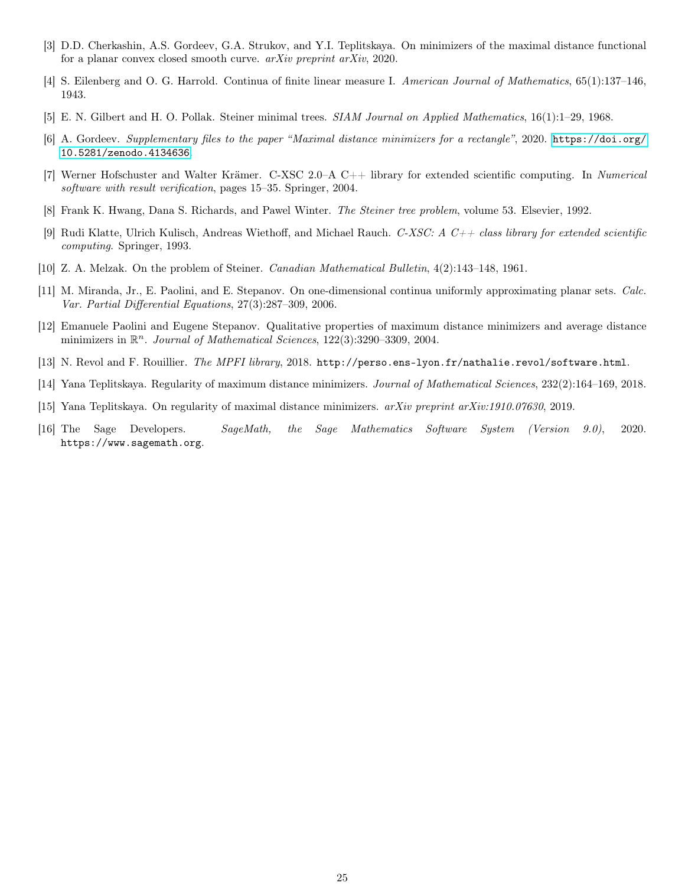[3] D.D. Cherkashin, A.S. Gordeev, G.A. Strukov, and Y.I. Teplitskaya. On minimizers of the maximal distance functional for a planar convex closed smooth curve. *arXiv preprint arXiv*, 2020.

[4] S. Eilenberg and O. G. Harrold. Continua of finite linear measure I. *American Journal of Mathematics*, 65(1):137–146, 1943.

[5] E. N. Gilbert and H. O. Pollak. Steiner minimal trees. *SIAM Journal on Applied Mathematics*, 16(1):1–29, 1968.

[6] A. Gordeev. *Supplementary files to the paper "Maximal distance minimizers for a rectangle"*, 2020. https://doi.org/10.5281/zenodo.4134636.

[7] Werner Hofschuster and Walter Krämer. C-XSC 2.0–A C++ library for extended scientific computing. In *Numerical software with result verification*, pages 15–35. Springer, 2004.

[8] Frank K. Hwang, Dana S. Richards, and Pawel Winter. *The Steiner tree problem*, volume 53. Elsevier, 1992.

[9] Rudi Klatte, Ulrich Kulisch, Andreas Wiethoff, and Michael Rauch. *C-XSC: A C++ class library for extended scientific computing*. Springer, 1993.

[10] Z. A. Melzak. On the problem of Steiner. *Canadian Mathematical Bulletin*, 4(2):143–148, 1961.

[11] M. Miranda, Jr., E. Paolini, and E. Stepanov. On one-dimensional continua uniformly approximating planar sets. *Calc. Var. Partial Differential Equations*, 27(3):287–309, 2006.

[12] Emanuele Paolini and Eugene Stepanov. Qualitative properties of maximum distance minimizers and average distance minimizers in $\mathbb{R}^n$. *Journal of Mathematical Sciences*, 122(3):3290–3309, 2004.

[13] N. Revol and F. Rouillier. *The MPFI library*, 2018. http://perso.ens-lyon.fr/nathalie.revol/software.html.

[14] Yana Teplitskaya. Regularity of maximum distance minimizers. *Journal of Mathematical Sciences*, 232(2):164–169, 2018.

[15] Yana Teplitskaya. On regularity of maximal distance minimizers. *arXiv preprint arXiv:1910.07630*, 2019.

[16] The Sage Developers. *SageMath, the Sage Mathematics Software System (Version 9.0)*, 2020. https://www.sagemath.org.